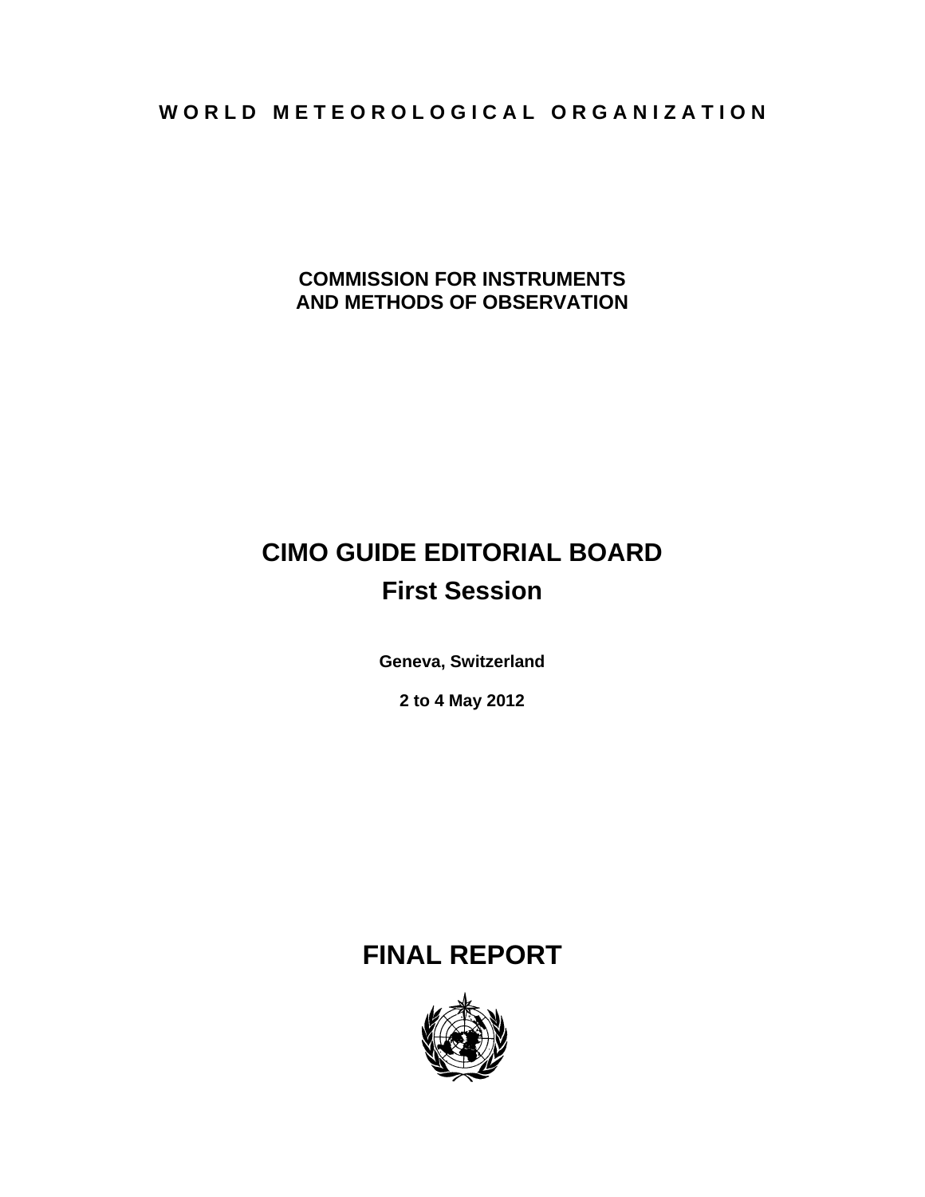**WORLD METEOROLOGICAL ORGANIZATION**

**COMMISSION FOR INSTRUMENTS AND METHODS OF OBSERVATION**

# CIMO GUIDE EDITORIAL BOARD

## First Session

**Geneva, Switzerland**

**2 to 4 May 2012**

# FINAL REPORT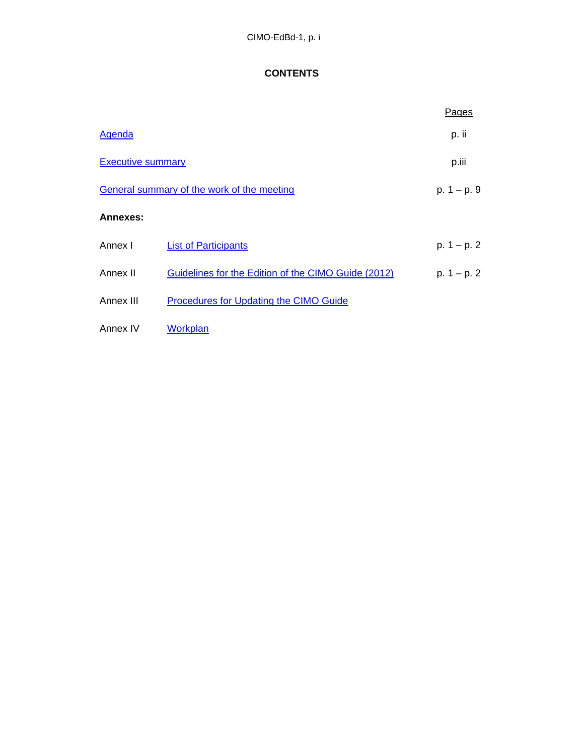# CONTENTS

| | | Pages |
|---|---|---|
| Agenda | | p. ii |
| Executive summary | | p.iii |
| General summary of the work of the meeting | | p. 1 – p. 9 |
| **Annexes:** | | |
| Annex I | List of Participants | p. 1 – p. 2 |
| Annex II | Guidelines for the Edition of the CIMO Guide (2012) | p. 1 – p. 2 |
| Annex III | Procedures for Updating the CIMO Guide | |
| Annex IV | Workplan | |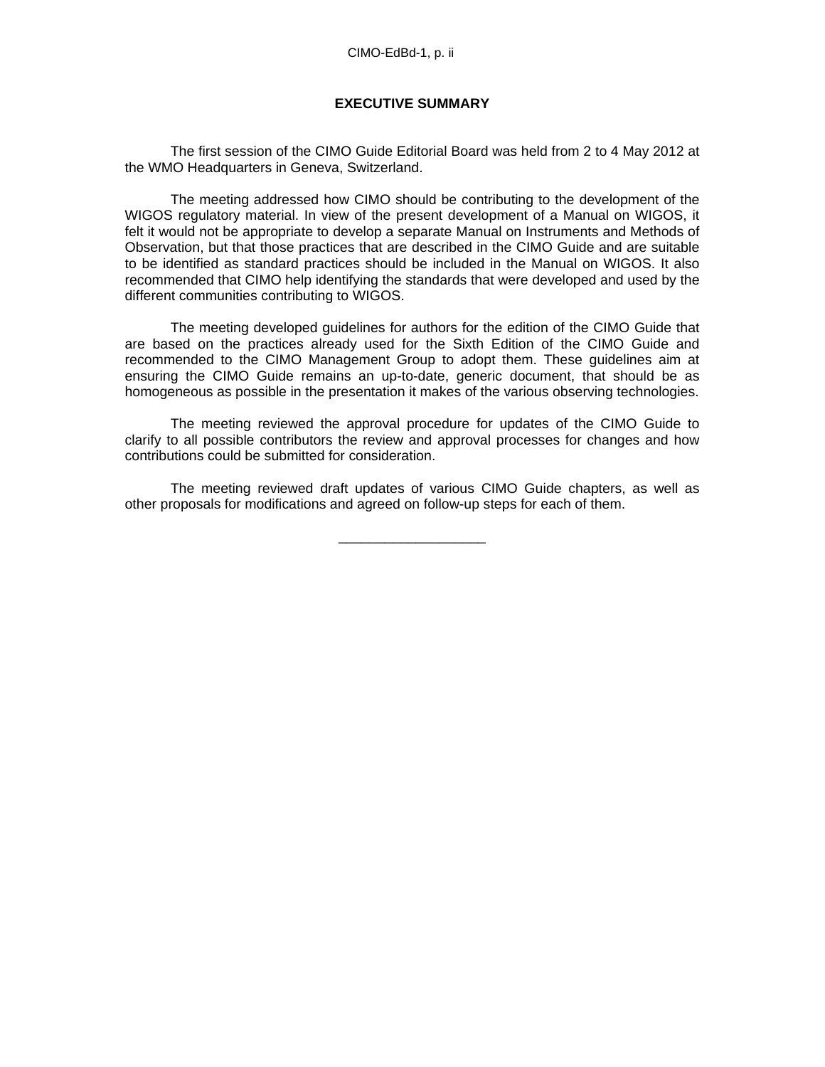## EXECUTIVE SUMMARY

The first session of the CIMO Guide Editorial Board was held from 2 to 4 May 2012 at the WMO Headquarters in Geneva, Switzerland.

The meeting addressed how CIMO should be contributing to the development of the WIGOS regulatory material. In view of the present development of a Manual on WIGOS, it felt it would not be appropriate to develop a separate Manual on Instruments and Methods of Observation, but that those practices that are described in the CIMO Guide and are suitable to be identified as standard practices should be included in the Manual on WIGOS. It also recommended that CIMO help identifying the standards that were developed and used by the different communities contributing to WIGOS.

The meeting developed guidelines for authors for the edition of the CIMO Guide that are based on the practices already used for the Sixth Edition of the CIMO Guide and recommended to the CIMO Management Group to adopt them. These guidelines aim at ensuring the CIMO Guide remains an up-to-date, generic document, that should be as homogeneous as possible in the presentation it makes of the various observing technologies.

The meeting reviewed the approval procedure for updates of the CIMO Guide to clarify to all possible contributors the review and approval processes for changes and how contributions could be submitted for consideration.

The meeting reviewed draft updates of various CIMO Guide chapters, as well as other proposals for modifications and agreed on follow-up steps for each of them.

___________________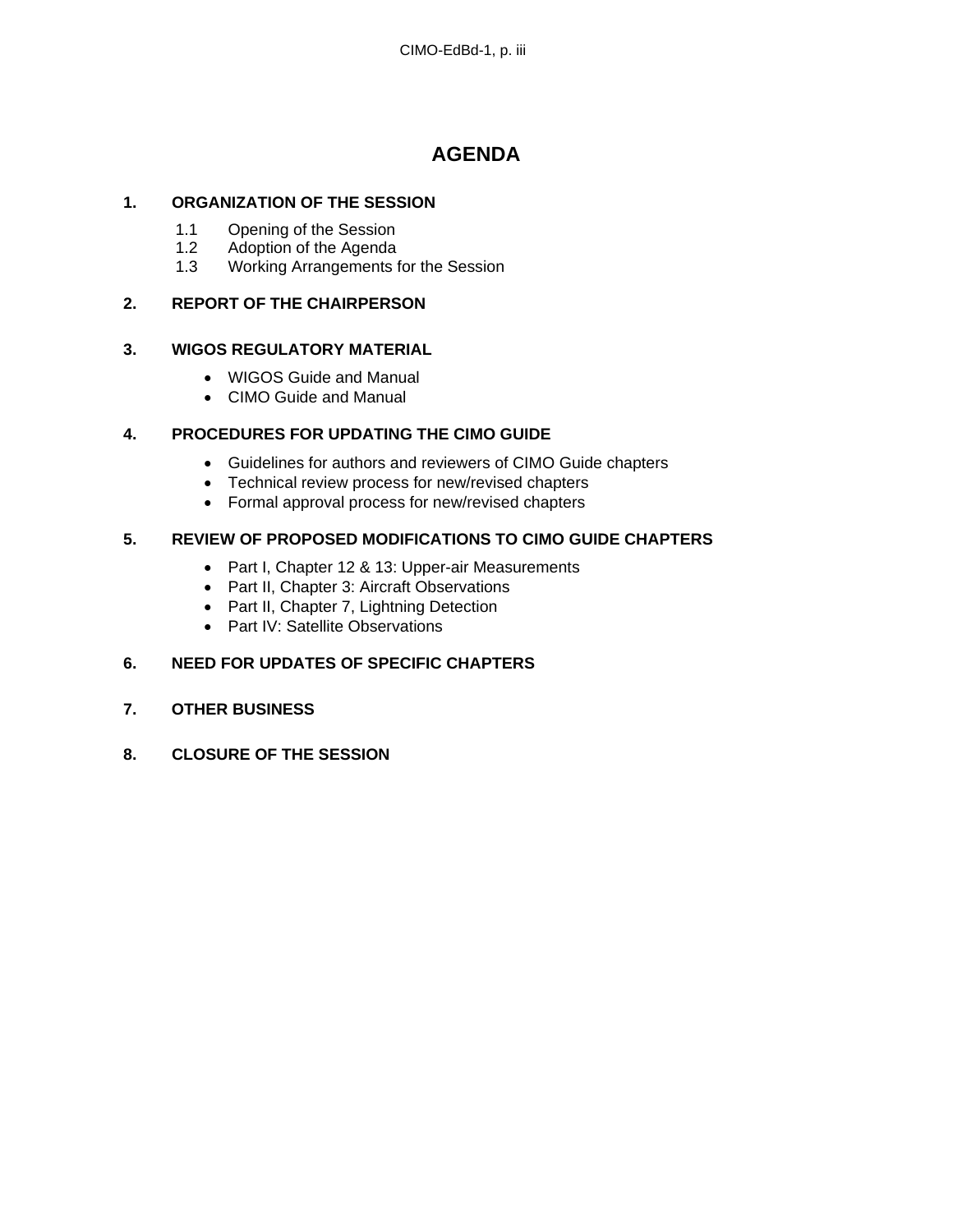# AGENDA

**1. ORGANIZATION OF THE SESSION**

1.1 Opening of the Session
1.2 Adoption of the Agenda
1.3 Working Arrangements for the Session

**2. REPORT OF THE CHAIRPERSON**

**3. WIGOS REGULATORY MATERIAL**

- WIGOS Guide and Manual
- CIMO Guide and Manual

**4. PROCEDURES FOR UPDATING THE CIMO GUIDE**

- Guidelines for authors and reviewers of CIMO Guide chapters
- Technical review process for new/revised chapters
- Formal approval process for new/revised chapters

**5. REVIEW OF PROPOSED MODIFICATIONS TO CIMO GUIDE CHAPTERS**

- Part I, Chapter 12 & 13: Upper-air Measurements
- Part II, Chapter 3: Aircraft Observations
- Part II, Chapter 7, Lightning Detection
- Part IV: Satellite Observations

**6. NEED FOR UPDATES OF SPECIFIC CHAPTERS**

**7. OTHER BUSINESS**

**8. CLOSURE OF THE SESSION**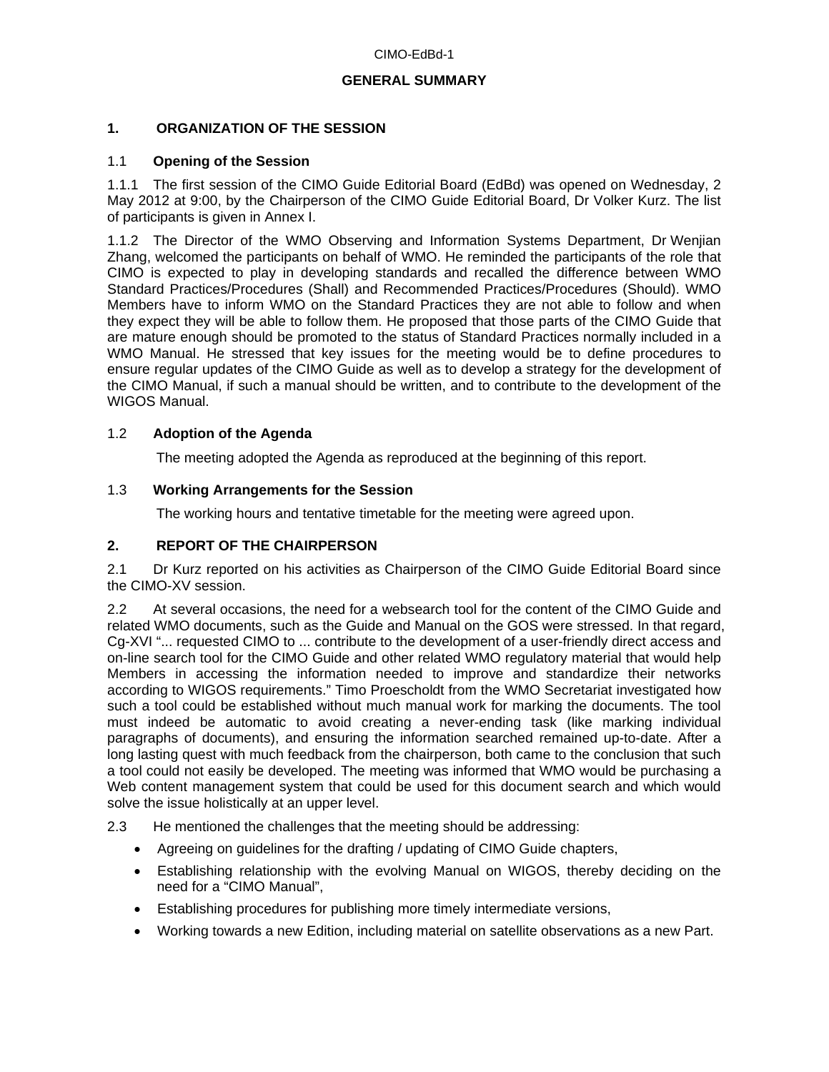# GENERAL SUMMARY

## 1. ORGANIZATION OF THE SESSION

### 1.1 Opening of the Session

1.1.1 The first session of the CIMO Guide Editorial Board (EdBd) was opened on Wednesday, 2 May 2012 at 9:00, by the Chairperson of the CIMO Guide Editorial Board, Dr Volker Kurz. The list of participants is given in Annex I.

1.1.2 The Director of the WMO Observing and Information Systems Department, Dr Wenjian Zhang, welcomed the participants on behalf of WMO. He reminded the participants of the role that CIMO is expected to play in developing standards and recalled the difference between WMO Standard Practices/Procedures (Shall) and Recommended Practices/Procedures (Should). WMO Members have to inform WMO on the Standard Practices they are not able to follow and when they expect they will be able to follow them. He proposed that those parts of the CIMO Guide that are mature enough should be promoted to the status of Standard Practices normally included in a WMO Manual. He stressed that key issues for the meeting would be to define procedures to ensure regular updates of the CIMO Guide as well as to develop a strategy for the development of the CIMO Manual, if such a manual should be written, and to contribute to the development of the WIGOS Manual.

### 1.2 Adoption of the Agenda

The meeting adopted the Agenda as reproduced at the beginning of this report.

### 1.3 Working Arrangements for the Session

The working hours and tentative timetable for the meeting were agreed upon.

## 2. REPORT OF THE CHAIRPERSON

2.1 Dr Kurz reported on his activities as Chairperson of the CIMO Guide Editorial Board since the CIMO-XV session.

2.2 At several occasions, the need for a websearch tool for the content of the CIMO Guide and related WMO documents, such as the Guide and Manual on the GOS were stressed. In that regard, Cg-XVI "... requested CIMO to ... contribute to the development of a user-friendly direct access and on-line search tool for the CIMO Guide and other related WMO regulatory material that would help Members in accessing the information needed to improve and standardize their networks according to WIGOS requirements." Timo Proescholdt from the WMO Secretariat investigated how such a tool could be established without much manual work for marking the documents. The tool must indeed be automatic to avoid creating a never-ending task (like marking individual paragraphs of documents), and ensuring the information searched remained up-to-date. After a long lasting quest with much feedback from the chairperson, both came to the conclusion that such a tool could not easily be developed. The meeting was informed that WMO would be purchasing a Web content management system that could be used for this document search and which would solve the issue holistically at an upper level.

2.3 He mentioned the challenges that the meeting should be addressing:

- Agreeing on guidelines for the drafting / updating of CIMO Guide chapters,
- Establishing relationship with the evolving Manual on WIGOS, thereby deciding on the need for a "CIMO Manual",
- Establishing procedures for publishing more timely intermediate versions,
- Working towards a new Edition, including material on satellite observations as a new Part.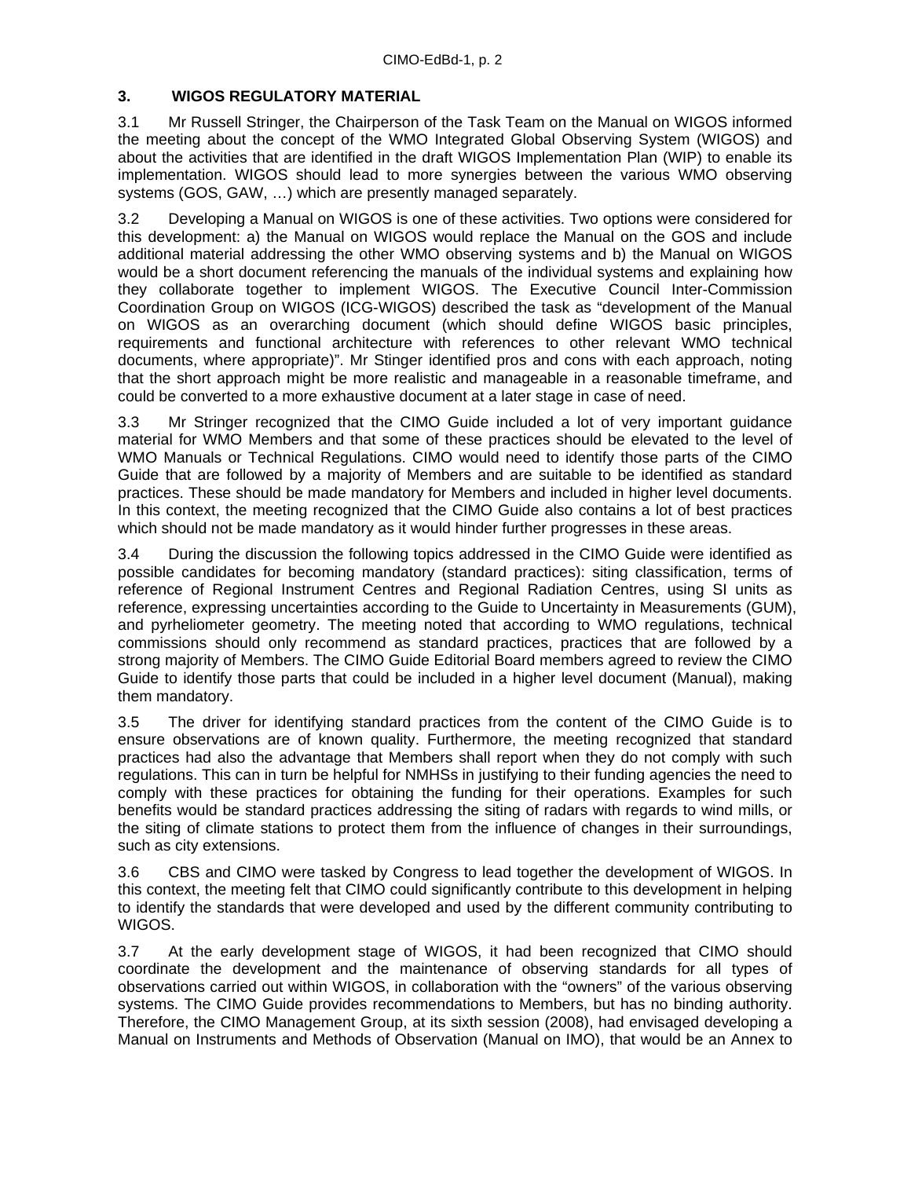## 3. WIGOS REGULATORY MATERIAL

3.1 Mr Russell Stringer, the Chairperson of the Task Team on the Manual on WIGOS informed the meeting about the concept of the WMO Integrated Global Observing System (WIGOS) and about the activities that are identified in the draft WIGOS Implementation Plan (WIP) to enable its implementation. WIGOS should lead to more synergies between the various WMO observing systems (GOS, GAW, …) which are presently managed separately.

3.2 Developing a Manual on WIGOS is one of these activities. Two options were considered for this development: a) the Manual on WIGOS would replace the Manual on the GOS and include additional material addressing the other WMO observing systems and b) the Manual on WIGOS would be a short document referencing the manuals of the individual systems and explaining how they collaborate together to implement WIGOS. The Executive Council Inter-Commission Coordination Group on WIGOS (ICG-WIGOS) described the task as "development of the Manual on WIGOS as an overarching document (which should define WIGOS basic principles, requirements and functional architecture with references to other relevant WMO technical documents, where appropriate)". Mr Stinger identified pros and cons with each approach, noting that the short approach might be more realistic and manageable in a reasonable timeframe, and could be converted to a more exhaustive document at a later stage in case of need.

3.3 Mr Stringer recognized that the CIMO Guide included a lot of very important guidance material for WMO Members and that some of these practices should be elevated to the level of WMO Manuals or Technical Regulations. CIMO would need to identify those parts of the CIMO Guide that are followed by a majority of Members and are suitable to be identified as standard practices. These should be made mandatory for Members and included in higher level documents. In this context, the meeting recognized that the CIMO Guide also contains a lot of best practices which should not be made mandatory as it would hinder further progresses in these areas.

3.4 During the discussion the following topics addressed in the CIMO Guide were identified as possible candidates for becoming mandatory (standard practices): siting classification, terms of reference of Regional Instrument Centres and Regional Radiation Centres, using SI units as reference, expressing uncertainties according to the Guide to Uncertainty in Measurements (GUM), and pyrheliometer geometry. The meeting noted that according to WMO regulations, technical commissions should only recommend as standard practices, practices that are followed by a strong majority of Members. The CIMO Guide Editorial Board members agreed to review the CIMO Guide to identify those parts that could be included in a higher level document (Manual), making them mandatory.

3.5 The driver for identifying standard practices from the content of the CIMO Guide is to ensure observations are of known quality. Furthermore, the meeting recognized that standard practices had also the advantage that Members shall report when they do not comply with such regulations. This can in turn be helpful for NMHSs in justifying to their funding agencies the need to comply with these practices for obtaining the funding for their operations. Examples for such benefits would be standard practices addressing the siting of radars with regards to wind mills, or the siting of climate stations to protect them from the influence of changes in their surroundings, such as city extensions.

3.6 CBS and CIMO were tasked by Congress to lead together the development of WIGOS. In this context, the meeting felt that CIMO could significantly contribute to this development in helping to identify the standards that were developed and used by the different community contributing to WIGOS.

3.7 At the early development stage of WIGOS, it had been recognized that CIMO should coordinate the development and the maintenance of observing standards for all types of observations carried out within WIGOS, in collaboration with the "owners" of the various observing systems. The CIMO Guide provides recommendations to Members, but has no binding authority. Therefore, the CIMO Management Group, at its sixth session (2008), had envisaged developing a Manual on Instruments and Methods of Observation (Manual on IMO), that would be an Annex to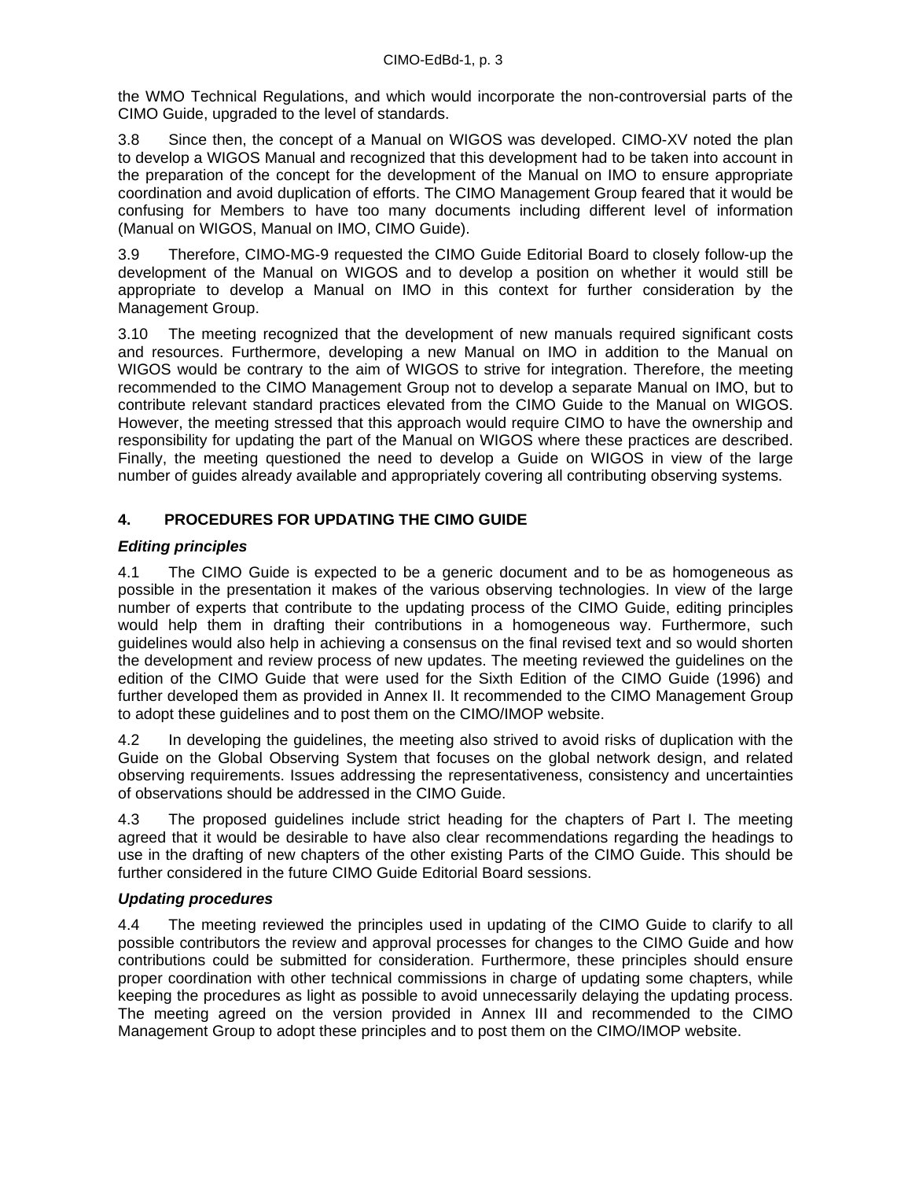the WMO Technical Regulations, and which would incorporate the non-controversial parts of the CIMO Guide, upgraded to the level of standards.

3.8 Since then, the concept of a Manual on WIGOS was developed. CIMO-XV noted the plan to develop a WIGOS Manual and recognized that this development had to be taken into account in the preparation of the concept for the development of the Manual on IMO to ensure appropriate coordination and avoid duplication of efforts. The CIMO Management Group feared that it would be confusing for Members to have too many documents including different level of information (Manual on WIGOS, Manual on IMO, CIMO Guide).

3.9 Therefore, CIMO-MG-9 requested the CIMO Guide Editorial Board to closely follow-up the development of the Manual on WIGOS and to develop a position on whether it would still be appropriate to develop a Manual on IMO in this context for further consideration by the Management Group.

3.10 The meeting recognized that the development of new manuals required significant costs and resources. Furthermore, developing a new Manual on IMO in addition to the Manual on WIGOS would be contrary to the aim of WIGOS to strive for integration. Therefore, the meeting recommended to the CIMO Management Group not to develop a separate Manual on IMO, but to contribute relevant standard practices elevated from the CIMO Guide to the Manual on WIGOS. However, the meeting stressed that this approach would require CIMO to have the ownership and responsibility for updating the part of the Manual on WIGOS where these practices are described. Finally, the meeting questioned the need to develop a Guide on WIGOS in view of the large number of guides already available and appropriately covering all contributing observing systems.

## 4. PROCEDURES FOR UPDATING THE CIMO GUIDE

### *Editing principles*

4.1 The CIMO Guide is expected to be a generic document and to be as homogeneous as possible in the presentation it makes of the various observing technologies. In view of the large number of experts that contribute to the updating process of the CIMO Guide, editing principles would help them in drafting their contributions in a homogeneous way. Furthermore, such guidelines would also help in achieving a consensus on the final revised text and so would shorten the development and review process of new updates. The meeting reviewed the guidelines on the edition of the CIMO Guide that were used for the Sixth Edition of the CIMO Guide (1996) and further developed them as provided in Annex II. It recommended to the CIMO Management Group to adopt these guidelines and to post them on the CIMO/IMOP website.

4.2 In developing the guidelines, the meeting also strived to avoid risks of duplication with the Guide on the Global Observing System that focuses on the global network design, and related observing requirements. Issues addressing the representativeness, consistency and uncertainties of observations should be addressed in the CIMO Guide.

4.3 The proposed guidelines include strict heading for the chapters of Part I. The meeting agreed that it would be desirable to have also clear recommendations regarding the headings to use in the drafting of new chapters of the other existing Parts of the CIMO Guide. This should be further considered in the future CIMO Guide Editorial Board sessions.

### *Updating procedures*

4.4 The meeting reviewed the principles used in updating of the CIMO Guide to clarify to all possible contributors the review and approval processes for changes to the CIMO Guide and how contributions could be submitted for consideration. Furthermore, these principles should ensure proper coordination with other technical commissions in charge of updating some chapters, while keeping the procedures as light as possible to avoid unnecessarily delaying the updating process. The meeting agreed on the version provided in Annex III and recommended to the CIMO Management Group to adopt these principles and to post them on the CIMO/IMOP website.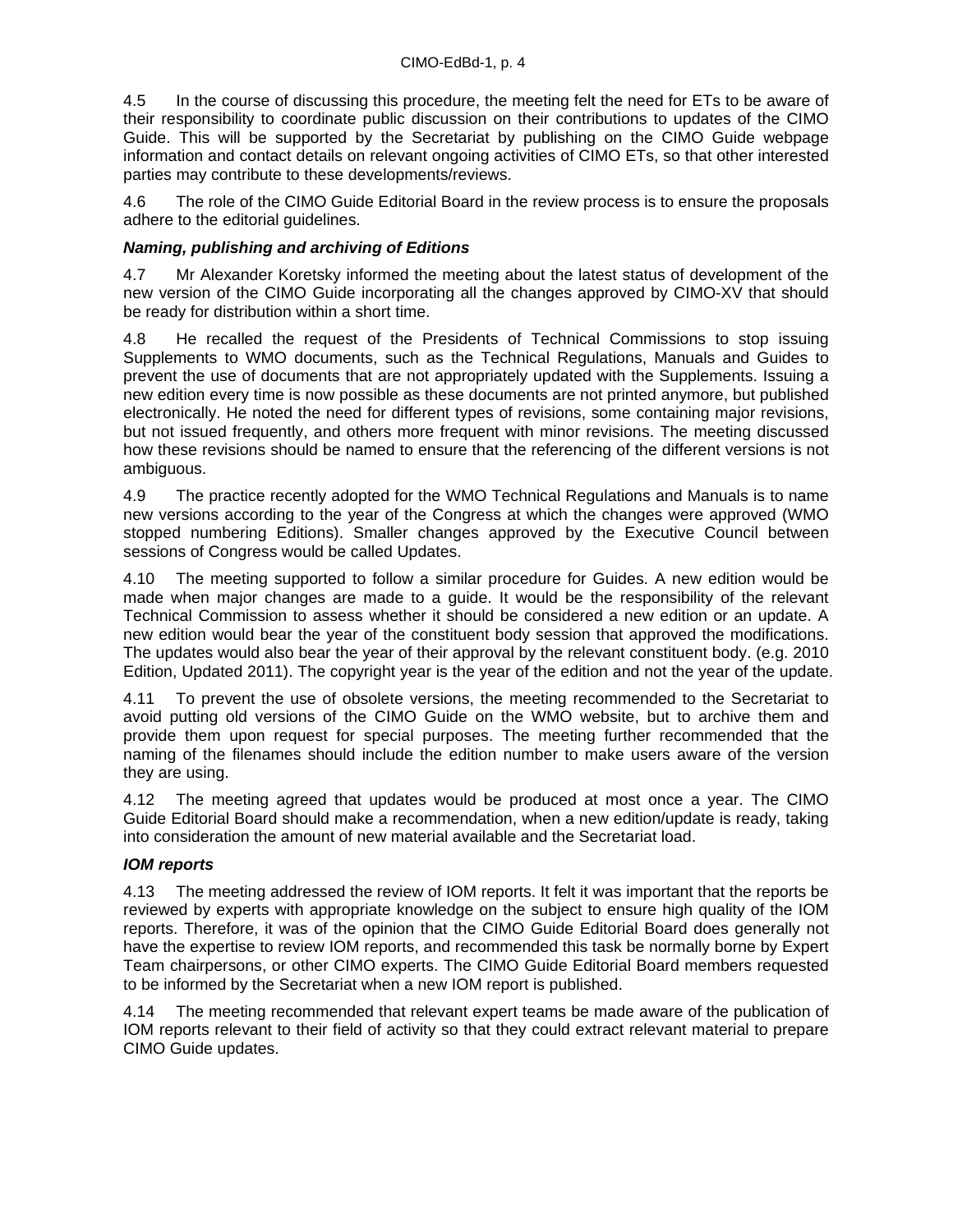4.5 In the course of discussing this procedure, the meeting felt the need for ETs to be aware of their responsibility to coordinate public discussion on their contributions to updates of the CIMO Guide. This will be supported by the Secretariat by publishing on the CIMO Guide webpage information and contact details on relevant ongoing activities of CIMO ETs, so that other interested parties may contribute to these developments/reviews.

4.6 The role of the CIMO Guide Editorial Board in the review process is to ensure the proposals adhere to the editorial guidelines.

***Naming, publishing and archiving of Editions***

4.7 Mr Alexander Koretsky informed the meeting about the latest status of development of the new version of the CIMO Guide incorporating all the changes approved by CIMO-XV that should be ready for distribution within a short time.

4.8 He recalled the request of the Presidents of Technical Commissions to stop issuing Supplements to WMO documents, such as the Technical Regulations, Manuals and Guides to prevent the use of documents that are not appropriately updated with the Supplements. Issuing a new edition every time is now possible as these documents are not printed anymore, but published electronically. He noted the need for different types of revisions, some containing major revisions, but not issued frequently, and others more frequent with minor revisions. The meeting discussed how these revisions should be named to ensure that the referencing of the different versions is not ambiguous.

4.9 The practice recently adopted for the WMO Technical Regulations and Manuals is to name new versions according to the year of the Congress at which the changes were approved (WMO stopped numbering Editions). Smaller changes approved by the Executive Council between sessions of Congress would be called Updates.

4.10 The meeting supported to follow a similar procedure for Guides. A new edition would be made when major changes are made to a guide. It would be the responsibility of the relevant Technical Commission to assess whether it should be considered a new edition or an update. A new edition would bear the year of the constituent body session that approved the modifications. The updates would also bear the year of their approval by the relevant constituent body. (e.g. 2010 Edition, Updated 2011). The copyright year is the year of the edition and not the year of the update.

4.11 To prevent the use of obsolete versions, the meeting recommended to the Secretariat to avoid putting old versions of the CIMO Guide on the WMO website, but to archive them and provide them upon request for special purposes. The meeting further recommended that the naming of the filenames should include the edition number to make users aware of the version they are using.

4.12 The meeting agreed that updates would be produced at most once a year. The CIMO Guide Editorial Board should make a recommendation, when a new edition/update is ready, taking into consideration the amount of new material available and the Secretariat load.

***IOM reports***

4.13 The meeting addressed the review of IOM reports. It felt it was important that the reports be reviewed by experts with appropriate knowledge on the subject to ensure high quality of the IOM reports. Therefore, it was of the opinion that the CIMO Guide Editorial Board does generally not have the expertise to review IOM reports, and recommended this task be normally borne by Expert Team chairpersons, or other CIMO experts. The CIMO Guide Editorial Board members requested to be informed by the Secretariat when a new IOM report is published.

4.14 The meeting recommended that relevant expert teams be made aware of the publication of IOM reports relevant to their field of activity so that they could extract relevant material to prepare CIMO Guide updates.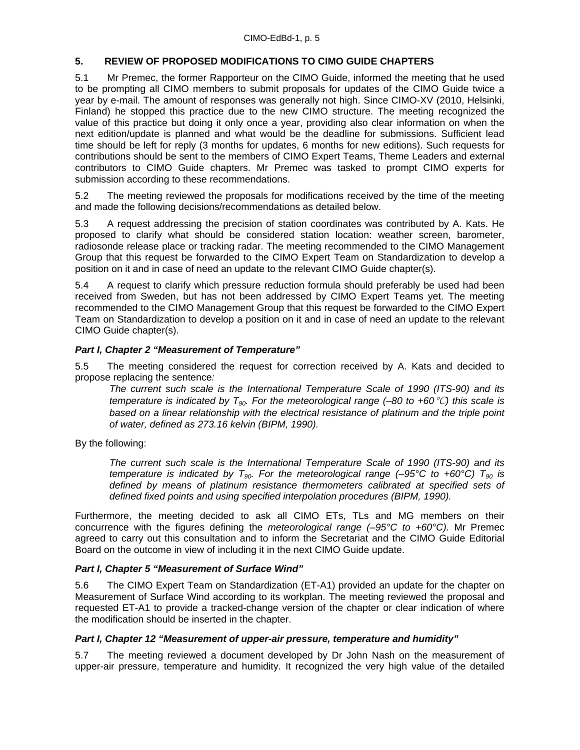## 5. REVIEW OF PROPOSED MODIFICATIONS TO CIMO GUIDE CHAPTERS

5.1 Mr Premec, the former Rapporteur on the CIMO Guide, informed the meeting that he used to be prompting all CIMO members to submit proposals for updates of the CIMO Guide twice a year by e-mail. The amount of responses was generally not high. Since CIMO-XV (2010, Helsinki, Finland) he stopped this practice due to the new CIMO structure. The meeting recognized the value of this practice but doing it only once a year, providing also clear information on when the next edition/update is planned and what would be the deadline for submissions. Sufficient lead time should be left for reply (3 months for updates, 6 months for new editions). Such requests for contributions should be sent to the members of CIMO Expert Teams, Theme Leaders and external contributors to CIMO Guide chapters. Mr Premec was tasked to prompt CIMO experts for submission according to these recommendations.

5.2 The meeting reviewed the proposals for modifications received by the time of the meeting and made the following decisions/recommendations as detailed below.

5.3 A request addressing the precision of station coordinates was contributed by A. Kats. He proposed to clarify what should be considered station location: weather screen, barometer, radiosonde release place or tracking radar. The meeting recommended to the CIMO Management Group that this request be forwarded to the CIMO Expert Team on Standardization to develop a position on it and in case of need an update to the relevant CIMO Guide chapter(s).

5.4 A request to clarify which pressure reduction formula should preferably be used had been received from Sweden, but has not been addressed by CIMO Expert Teams yet. The meeting recommended to the CIMO Management Group that this request be forwarded to the CIMO Expert Team on Standardization to develop a position on it and in case of need an update to the relevant CIMO Guide chapter(s).

### *Part I, Chapter 2 "Measurement of Temperature"*

5.5 The meeting considered the request for correction received by A. Kats and decided to propose replacing the sentence*:*

> *The current such scale is the International Temperature Scale of 1990 (ITS-90) and its temperature is indicated by $T_{90}$. For the meteorological range (–80 to +60 °C) this scale is based on a linear relationship with the electrical resistance of platinum and the triple point of water, defined as 273.16 kelvin (BIPM, 1990).*

By the following:

> *The current such scale is the International Temperature Scale of 1990 (ITS-90) and its temperature is indicated by $T_{90}$. For the meteorological range (–95°C to +60°C) $T_{90}$ is defined by means of platinum resistance thermometers calibrated at specified sets of defined fixed points and using specified interpolation procedures (BIPM, 1990).*

Furthermore, the meeting decided to ask all CIMO ETs, TLs and MG members on their concurrence with the figures defining the *meteorological range (–95°C to +60°C).* Mr Premec agreed to carry out this consultation and to inform the Secretariat and the CIMO Guide Editorial Board on the outcome in view of including it in the next CIMO Guide update.

### *Part I, Chapter 5 "Measurement of Surface Wind"*

5.6 The CIMO Expert Team on Standardization (ET-A1) provided an update for the chapter on Measurement of Surface Wind according to its workplan. The meeting reviewed the proposal and requested ET-A1 to provide a tracked-change version of the chapter or clear indication of where the modification should be inserted in the chapter.

### *Part I, Chapter 12 "Measurement of upper-air pressure, temperature and humidity"*

5.7 The meeting reviewed a document developed by Dr John Nash on the measurement of upper-air pressure, temperature and humidity. It recognized the very high value of the detailed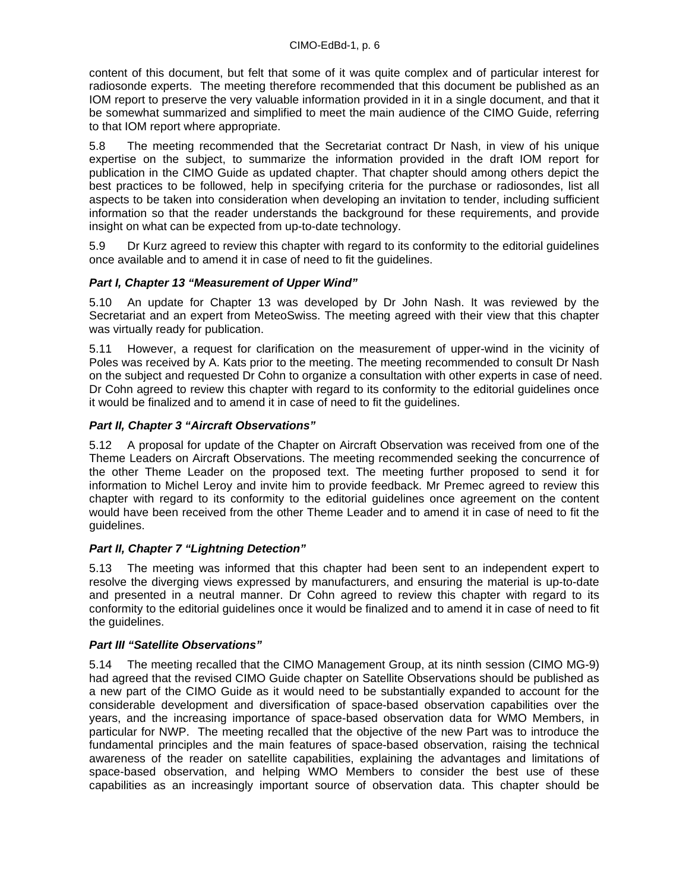content of this document, but felt that some of it was quite complex and of particular interest for radiosonde experts. The meeting therefore recommended that this document be published as an IOM report to preserve the very valuable information provided in it in a single document, and that it be somewhat summarized and simplified to meet the main audience of the CIMO Guide, referring to that IOM report where appropriate.

5.8 The meeting recommended that the Secretariat contract Dr Nash, in view of his unique expertise on the subject, to summarize the information provided in the draft IOM report for publication in the CIMO Guide as updated chapter. That chapter should among others depict the best practices to be followed, help in specifying criteria for the purchase or radiosondes, list all aspects to be taken into consideration when developing an invitation to tender, including sufficient information so that the reader understands the background for these requirements, and provide insight on what can be expected from up-to-date technology.

5.9 Dr Kurz agreed to review this chapter with regard to its conformity to the editorial guidelines once available and to amend it in case of need to fit the guidelines.

### *Part I, Chapter 13 “Measurement of Upper Wind”*

5.10 An update for Chapter 13 was developed by Dr John Nash. It was reviewed by the Secretariat and an expert from MeteoSwiss. The meeting agreed with their view that this chapter was virtually ready for publication.

5.11 However, a request for clarification on the measurement of upper-wind in the vicinity of Poles was received by A. Kats prior to the meeting. The meeting recommended to consult Dr Nash on the subject and requested Dr Cohn to organize a consultation with other experts in case of need. Dr Cohn agreed to review this chapter with regard to its conformity to the editorial guidelines once it would be finalized and to amend it in case of need to fit the guidelines.

### *Part II, Chapter 3 “Aircraft Observations”*

5.12 A proposal for update of the Chapter on Aircraft Observation was received from one of the Theme Leaders on Aircraft Observations. The meeting recommended seeking the concurrence of the other Theme Leader on the proposed text. The meeting further proposed to send it for information to Michel Leroy and invite him to provide feedback. Mr Premec agreed to review this chapter with regard to its conformity to the editorial guidelines once agreement on the content would have been received from the other Theme Leader and to amend it in case of need to fit the guidelines.

### *Part II, Chapter 7 “Lightning Detection”*

5.13 The meeting was informed that this chapter had been sent to an independent expert to resolve the diverging views expressed by manufacturers, and ensuring the material is up-to-date and presented in a neutral manner. Dr Cohn agreed to review this chapter with regard to its conformity to the editorial guidelines once it would be finalized and to amend it in case of need to fit the guidelines.

### *Part III “Satellite Observations”*

5.14 The meeting recalled that the CIMO Management Group, at its ninth session (CIMO MG-9) had agreed that the revised CIMO Guide chapter on Satellite Observations should be published as a new part of the CIMO Guide as it would need to be substantially expanded to account for the considerable development and diversification of space-based observation capabilities over the years, and the increasing importance of space-based observation data for WMO Members, in particular for NWP. The meeting recalled that the objective of the new Part was to introduce the fundamental principles and the main features of space-based observation, raising the technical awareness of the reader on satellite capabilities, explaining the advantages and limitations of space-based observation, and helping WMO Members to consider the best use of these capabilities as an increasingly important source of observation data. This chapter should be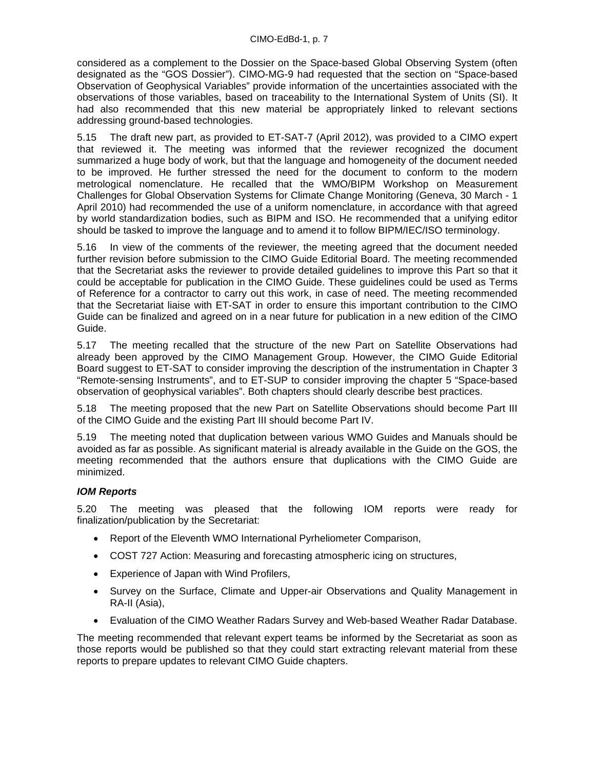considered as a complement to the Dossier on the Space-based Global Observing System (often designated as the "GOS Dossier"). CIMO-MG-9 had requested that the section on "Space-based Observation of Geophysical Variables" provide information of the uncertainties associated with the observations of those variables, based on traceability to the International System of Units (SI). It had also recommended that this new material be appropriately linked to relevant sections addressing ground-based technologies.

5.15 The draft new part, as provided to ET-SAT-7 (April 2012), was provided to a CIMO expert that reviewed it. The meeting was informed that the reviewer recognized the document summarized a huge body of work, but that the language and homogeneity of the document needed to be improved. He further stressed the need for the document to conform to the modern metrological nomenclature. He recalled that the WMO/BIPM Workshop on Measurement Challenges for Global Observation Systems for Climate Change Monitoring (Geneva, 30 March - 1 April 2010) had recommended the use of a uniform nomenclature, in accordance with that agreed by world standardization bodies, such as BIPM and ISO. He recommended that a unifying editor should be tasked to improve the language and to amend it to follow BIPM/IEC/ISO terminology.

5.16 In view of the comments of the reviewer, the meeting agreed that the document needed further revision before submission to the CIMO Guide Editorial Board. The meeting recommended that the Secretariat asks the reviewer to provide detailed guidelines to improve this Part so that it could be acceptable for publication in the CIMO Guide. These guidelines could be used as Terms of Reference for a contractor to carry out this work, in case of need. The meeting recommended that the Secretariat liaise with ET-SAT in order to ensure this important contribution to the CIMO Guide can be finalized and agreed on in a near future for publication in a new edition of the CIMO Guide.

5.17 The meeting recalled that the structure of the new Part on Satellite Observations had already been approved by the CIMO Management Group. However, the CIMO Guide Editorial Board suggest to ET-SAT to consider improving the description of the instrumentation in Chapter 3 "Remote-sensing Instruments", and to ET-SUP to consider improving the chapter 5 "Space-based observation of geophysical variables". Both chapters should clearly describe best practices.

5.18 The meeting proposed that the new Part on Satellite Observations should become Part III of the CIMO Guide and the existing Part III should become Part IV.

5.19 The meeting noted that duplication between various WMO Guides and Manuals should be avoided as far as possible. As significant material is already available in the Guide on the GOS, the meeting recommended that the authors ensure that duplications with the CIMO Guide are minimized.

***IOM Reports***

5.20 The meeting was pleased that the following IOM reports were ready for finalization/publication by the Secretariat:

- Report of the Eleventh WMO International Pyrheliometer Comparison,
- COST 727 Action: Measuring and forecasting atmospheric icing on structures,
- Experience of Japan with Wind Profilers,
- Survey on the Surface, Climate and Upper-air Observations and Quality Management in RA-II (Asia),
- Evaluation of the CIMO Weather Radars Survey and Web-based Weather Radar Database.

The meeting recommended that relevant expert teams be informed by the Secretariat as soon as those reports would be published so that they could start extracting relevant material from these reports to prepare updates to relevant CIMO Guide chapters.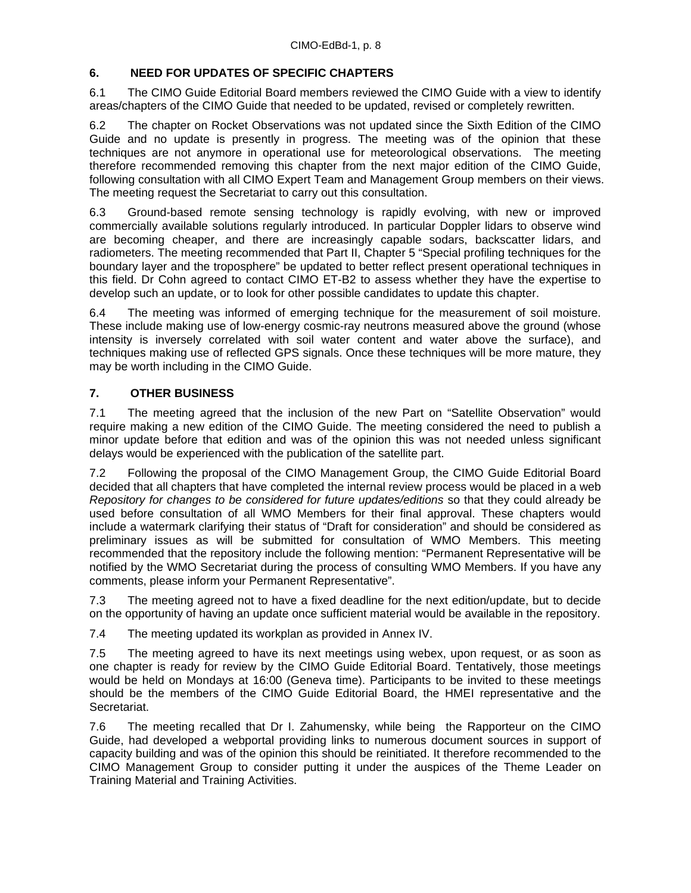## 6. NEED FOR UPDATES OF SPECIFIC CHAPTERS

6.1 The CIMO Guide Editorial Board members reviewed the CIMO Guide with a view to identify areas/chapters of the CIMO Guide that needed to be updated, revised or completely rewritten.

6.2 The chapter on Rocket Observations was not updated since the Sixth Edition of the CIMO Guide and no update is presently in progress. The meeting was of the opinion that these techniques are not anymore in operational use for meteorological observations. The meeting therefore recommended removing this chapter from the next major edition of the CIMO Guide, following consultation with all CIMO Expert Team and Management Group members on their views. The meeting request the Secretariat to carry out this consultation.

6.3 Ground-based remote sensing technology is rapidly evolving, with new or improved commercially available solutions regularly introduced. In particular Doppler lidars to observe wind are becoming cheaper, and there are increasingly capable sodars, backscatter lidars, and radiometers. The meeting recommended that Part II, Chapter 5 "Special profiling techniques for the boundary layer and the troposphere" be updated to better reflect present operational techniques in this field. Dr Cohn agreed to contact CIMO ET-B2 to assess whether they have the expertise to develop such an update, or to look for other possible candidates to update this chapter.

6.4 The meeting was informed of emerging technique for the measurement of soil moisture. These include making use of low-energy cosmic-ray neutrons measured above the ground (whose intensity is inversely correlated with soil water content and water above the surface), and techniques making use of reflected GPS signals. Once these techniques will be more mature, they may be worth including in the CIMO Guide.

## 7. OTHER BUSINESS

7.1 The meeting agreed that the inclusion of the new Part on "Satellite Observation" would require making a new edition of the CIMO Guide. The meeting considered the need to publish a minor update before that edition and was of the opinion this was not needed unless significant delays would be experienced with the publication of the satellite part.

7.2 Following the proposal of the CIMO Management Group, the CIMO Guide Editorial Board decided that all chapters that have completed the internal review process would be placed in a web *Repository for changes to be considered for future updates/editions* so that they could already be used before consultation of all WMO Members for their final approval. These chapters would include a watermark clarifying their status of "Draft for consideration" and should be considered as preliminary issues as will be submitted for consultation of WMO Members. This meeting recommended that the repository include the following mention: "Permanent Representative will be notified by the WMO Secretariat during the process of consulting WMO Members. If you have any comments, please inform your Permanent Representative".

7.3 The meeting agreed not to have a fixed deadline for the next edition/update, but to decide on the opportunity of having an update once sufficient material would be available in the repository.

7.4 The meeting updated its workplan as provided in Annex IV.

7.5 The meeting agreed to have its next meetings using webex, upon request, or as soon as one chapter is ready for review by the CIMO Guide Editorial Board. Tentatively, those meetings would be held on Mondays at 16:00 (Geneva time). Participants to be invited to these meetings should be the members of the CIMO Guide Editorial Board, the HMEI representative and the Secretariat.

7.6 The meeting recalled that Dr I. Zahumensky, while being the Rapporteur on the CIMO Guide, had developed a webportal providing links to numerous document sources in support of capacity building and was of the opinion this should be reinitiated. It therefore recommended to the CIMO Management Group to consider putting it under the auspices of the Theme Leader on Training Material and Training Activities.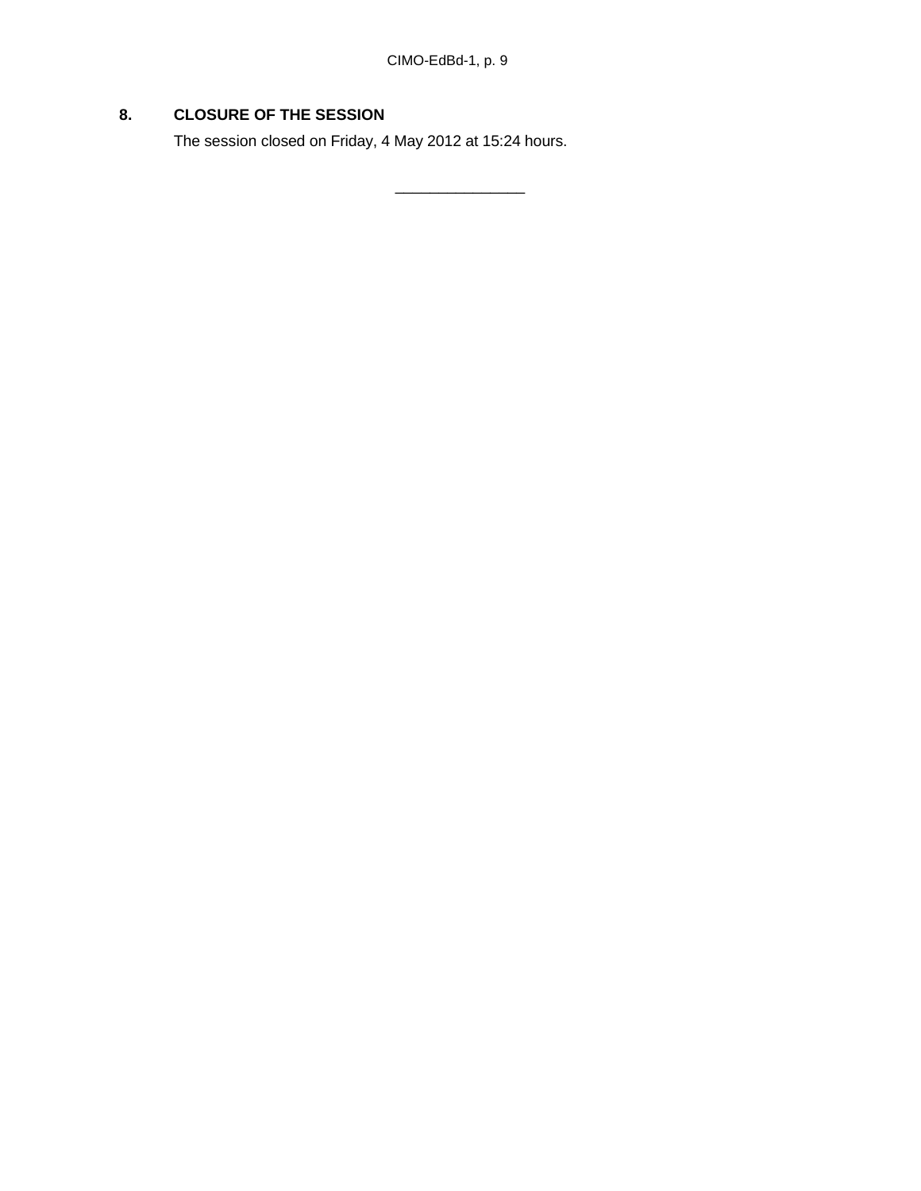## 8. CLOSURE OF THE SESSION

The session closed on Friday, 4 May 2012 at 15:24 hours.

_______________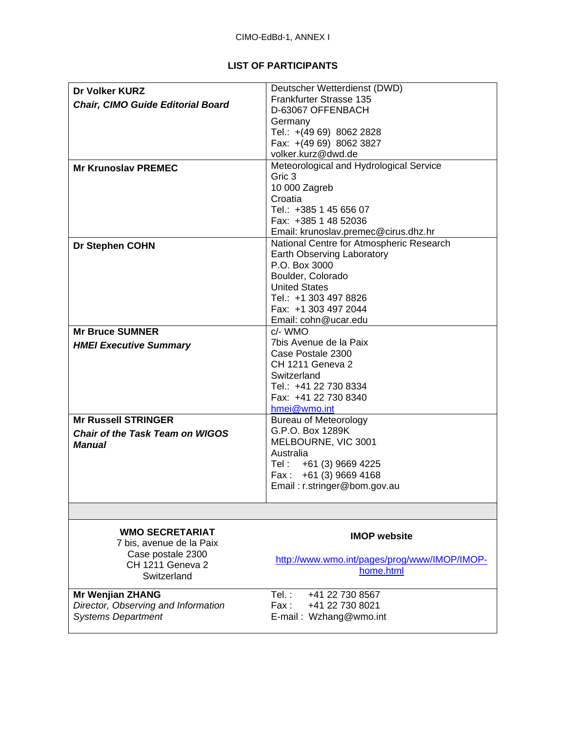## LIST OF PARTICIPANTS

| | |
|---|---|
| **Dr Volker KURZ**<br>***Chair, CIMO Guide Editorial Board*** | Deutscher Wetterdienst (DWD)<br>Frankfurter Strasse 135<br>D-63067 OFFENBACH<br>Germany<br>Tel.: +(49 69) 8062 2828<br>Fax: +(49 69) 8062 3827<br>volker.kurz@dwd.de |
| **Mr Krunoslav PREMEC** | Meteorological and Hydrological Service<br>Gric 3<br>10 000 Zagreb<br>Croatia<br>Tel.: +385 1 45 656 07<br>Fax: +385 1 48 52036<br>Email: krunoslav.premec@cirus.dhz.hr |
| **Dr Stephen COHN** | National Centre for Atmospheric Research<br>Earth Observing Laboratory<br>P.O. Box 3000<br>Boulder, Colorado<br>United States<br>Tel.: +1 303 497 8826<br>Fax: +1 303 497 2044<br>Email: cohn@ucar.edu |
| **Mr Bruce SUMNER**<br>***HMEI Executive Summary*** | c/- WMO<br>7bis Avenue de la Paix<br>Case Postale 2300<br>CH 1211 Geneva 2<br>Switzerland<br>Tel.: +41 22 730 8334<br>Fax: +41 22 730 8340<br>hmei@wmo.int |
| **Mr Russell STRINGER**<br>***Chair of the Task Team on WIGOS Manual*** | Bureau of Meteorology<br>G.P.O. Box 1289K<br>MELBOURNE, VIC 3001<br>Australia<br>Tel : +61 (3) 9669 4225<br>Fax : +61 (3) 9669 4168<br>Email : r.stringer@bom.gov.au |
| | |
| **WMO SECRETARIAT**<br>7 bis, avenue de la Paix<br>Case postale 2300<br>CH 1211 Geneva 2<br>Switzerland | **IMOP website**<br><br>http://www.wmo.int/pages/prog/www/IMOP/IMOP-home.html |
| **Mr Wenjian ZHANG**<br>*Director, Observing and Information Systems Department* | Tel. : +41 22 730 8567<br>Fax : +41 22 730 8021<br>E-mail : Wzhang@wmo.int |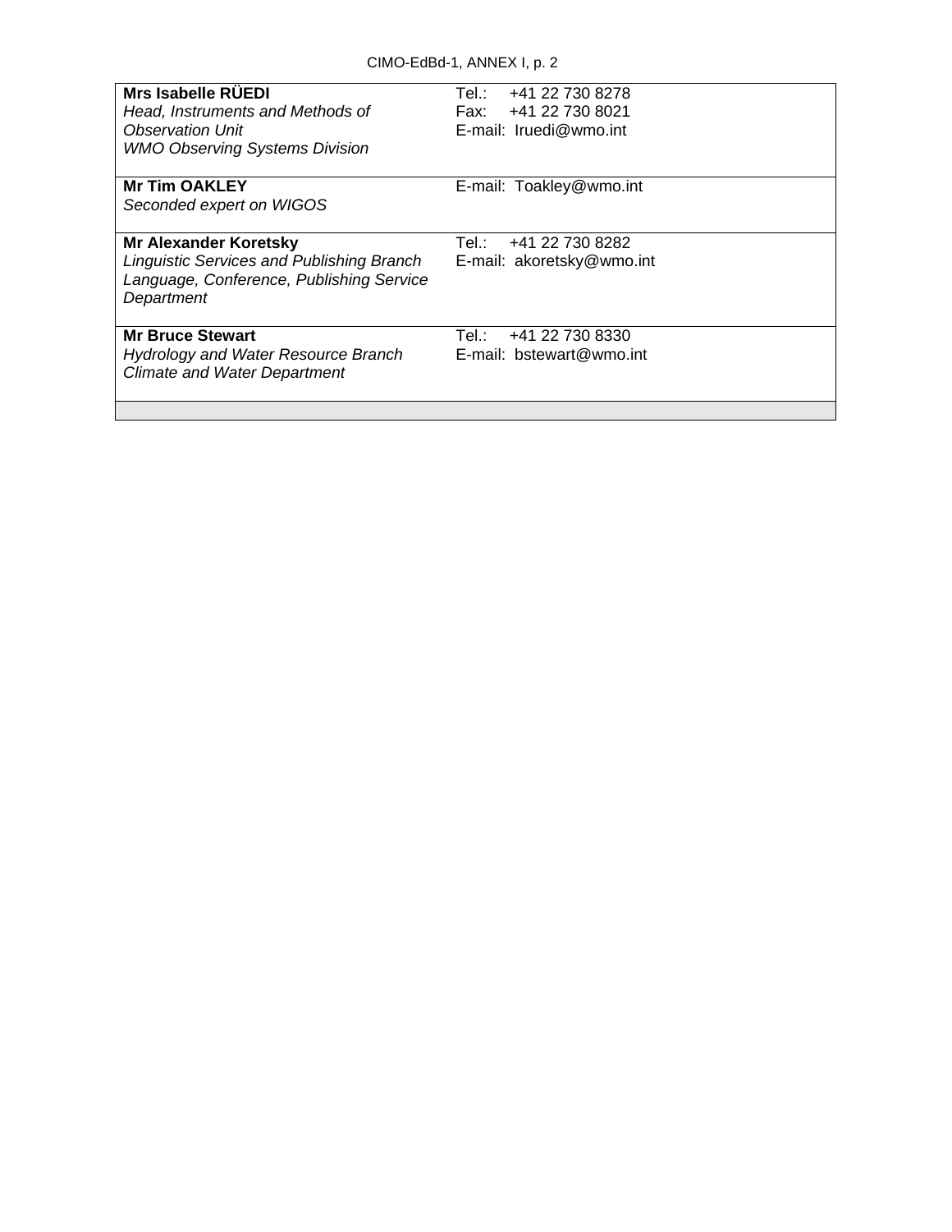| | |
|---|---|
| **Mrs Isabelle RÜEDI**<br>*Head, Instruments and Methods of Observation Unit*<br>*WMO Observing Systems Division* | Tel.: +41 22 730 8278<br>Fax: +41 22 730 8021<br>E-mail: Iruedi@wmo.int |
| **Mr Tim OAKLEY**<br>*Seconded expert on WIGOS* | E-mail: Toakley@wmo.int |
| **Mr Alexander Koretsky**<br>*Linguistic Services and Publishing Branch*<br>*Language, Conference, Publishing Service Department* | Tel.: +41 22 730 8282<br>E-mail: akoretsky@wmo.int |
| **Mr Bruce Stewart**<br>*Hydrology and Water Resource Branch*<br>*Climate and Water Department* | Tel.: +41 22 730 8330<br>E-mail: bstewart@wmo.int |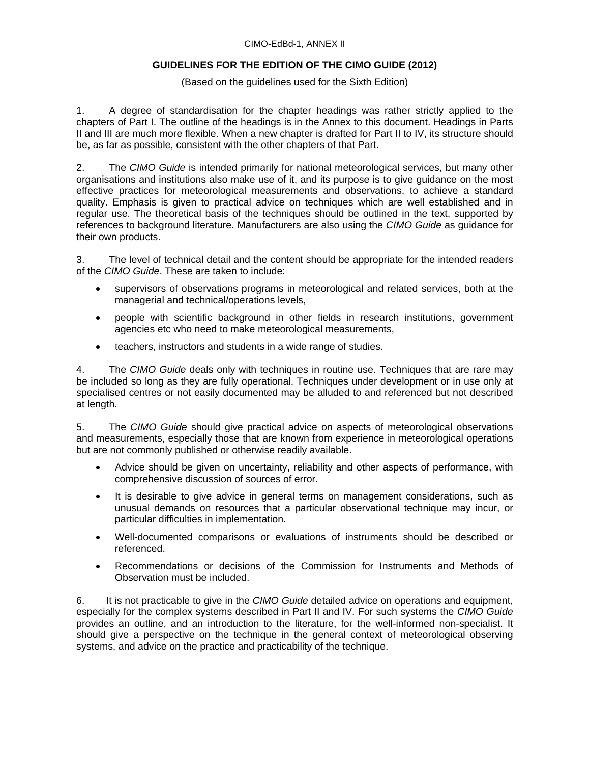CIMO-EdBd-1, ANNEX II

## GUIDELINES FOR THE EDITION OF THE CIMO GUIDE (2012)

(Based on the guidelines used for the Sixth Edition)

1. A degree of standardisation for the chapter headings was rather strictly applied to the chapters of Part I. The outline of the headings is in the Annex to this document. Headings in Parts II and III are much more flexible. When a new chapter is drafted for Part II to IV, its structure should be, as far as possible, consistent with the other chapters of that Part.

2. The *CIMO Guide* is intended primarily for national meteorological services, but many other organisations and institutions also make use of it, and its purpose is to give guidance on the most effective practices for meteorological measurements and observations, to achieve a standard quality. Emphasis is given to practical advice on techniques which are well established and in regular use. The theoretical basis of the techniques should be outlined in the text, supported by references to background literature. Manufacturers are also using the *CIMO Guide* as guidance for their own products.

3. The level of technical detail and the content should be appropriate for the intended readers of the *CIMO Guide*. These are taken to include:

- supervisors of observations programs in meteorological and related services, both at the managerial and technical/operations levels,
- people with scientific background in other fields in research institutions, government agencies etc who need to make meteorological measurements,
- teachers, instructors and students in a wide range of studies.

4. The *CIMO Guide* deals only with techniques in routine use. Techniques that are rare may be included so long as they are fully operational. Techniques under development or in use only at specialised centres or not easily documented may be alluded to and referenced but not described at length.

5. The *CIMO Guide* should give practical advice on aspects of meteorological observations and measurements, especially those that are known from experience in meteorological operations but are not commonly published or otherwise readily available.

- Advice should be given on uncertainty, reliability and other aspects of performance, with comprehensive discussion of sources of error.
- It is desirable to give advice in general terms on management considerations, such as unusual demands on resources that a particular observational technique may incur, or particular difficulties in implementation.
- Well-documented comparisons or evaluations of instruments should be described or referenced.
- Recommendations or decisions of the Commission for Instruments and Methods of Observation must be included.

6. It is not practicable to give in the *CIMO Guide* detailed advice on operations and equipment, especially for the complex systems described in Part II and IV. For such systems the *CIMO Guide* provides an outline, and an introduction to the literature, for the well-informed non-specialist. It should give a perspective on the technique in the general context of meteorological observing systems, and advice on the practice and practicability of the technique.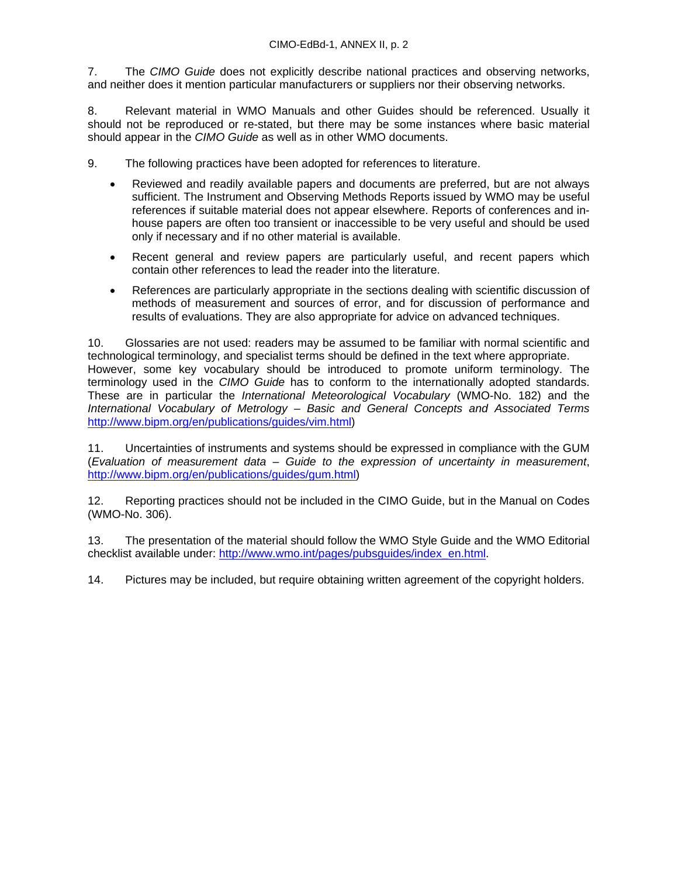7. The *CIMO Guide* does not explicitly describe national practices and observing networks, and neither does it mention particular manufacturers or suppliers nor their observing networks.

8. Relevant material in WMO Manuals and other Guides should be referenced. Usually it should not be reproduced or re-stated, but there may be some instances where basic material should appear in the *CIMO Guide* as well as in other WMO documents.

9. The following practices have been adopted for references to literature.

- Reviewed and readily available papers and documents are preferred, but are not always sufficient. The Instrument and Observing Methods Reports issued by WMO may be useful references if suitable material does not appear elsewhere. Reports of conferences and in-house papers are often too transient or inaccessible to be very useful and should be used only if necessary and if no other material is available.
- Recent general and review papers are particularly useful, and recent papers which contain other references to lead the reader into the literature.
- References are particularly appropriate in the sections dealing with scientific discussion of methods of measurement and sources of error, and for discussion of performance and results of evaluations. They are also appropriate for advice on advanced techniques.

10. Glossaries are not used: readers may be assumed to be familiar with normal scientific and technological terminology, and specialist terms should be defined in the text where appropriate. However, some key vocabulary should be introduced to promote uniform terminology. The terminology used in the *CIMO Guide* has to conform to the internationally adopted standards. These are in particular the *International Meteorological Vocabulary* (WMO-No. 182) and the *International Vocabulary of Metrology – Basic and General Concepts and Associated Terms* http://www.bipm.org/en/publications/guides/vim.html)

11. Uncertainties of instruments and systems should be expressed in compliance with the GUM (*Evaluation of measurement data – Guide to the expression of uncertainty in measurement*, http://www.bipm.org/en/publications/guides/gum.html)

12. Reporting practices should not be included in the CIMO Guide, but in the Manual on Codes (WMO-No. 306).

13. The presentation of the material should follow the WMO Style Guide and the WMO Editorial checklist available under: http://www.wmo.int/pages/pubsguides/index_en.html.

14. Pictures may be included, but require obtaining written agreement of the copyright holders.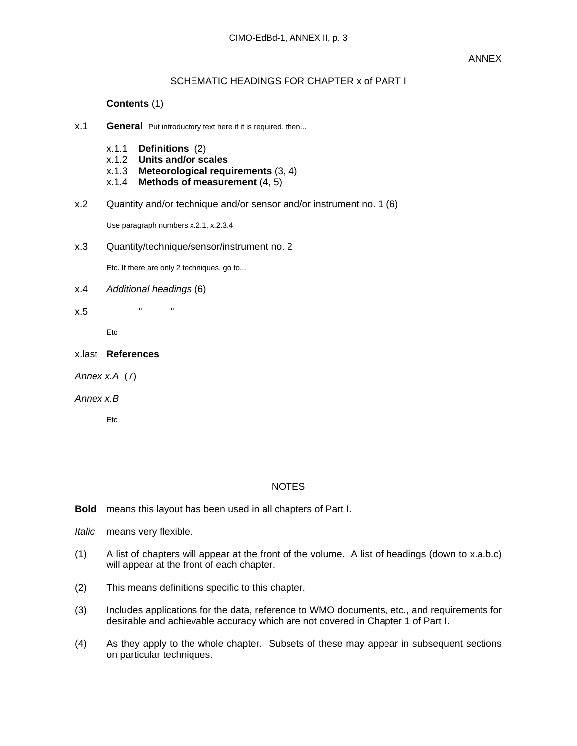ANNEX

SCHEMATIC HEADINGS FOR CHAPTER x of PART I

**Contents** (1)

x.1 **General** Put introductory text here if it is required, then...

x.1.1 **Definitions** (2)
x.1.2 **Units and/or scales**
x.1.3 **Meteorological requirements** (3, 4)
x.1.4 **Methods of measurement** (4, 5)

x.2 Quantity and/or technique and/or sensor and/or instrument no. 1 (6)

Use paragraph numbers x.2.1, x.2.3.4

x.3 Quantity/technique/sensor/instrument no. 2

Etc. If there are only 2 techniques, go to...

x.4 *Additional headings* (6)

x.5 " "

Etc

x.last **References**

*Annex x.A* (7)

*Annex x.B*

Etc

---

NOTES

**Bold** means this layout has been used in all chapters of Part I.

*Italic* means very flexible.

(1) A list of chapters will appear at the front of the volume. A list of headings (down to x.a.b.c) will appear at the front of each chapter.

(2) This means definitions specific to this chapter.

(3) Includes applications for the data, reference to WMO documents, etc., and requirements for desirable and achievable accuracy which are not covered in Chapter 1 of Part I.

(4) As they apply to the whole chapter. Subsets of these may appear in subsequent sections on particular techniques.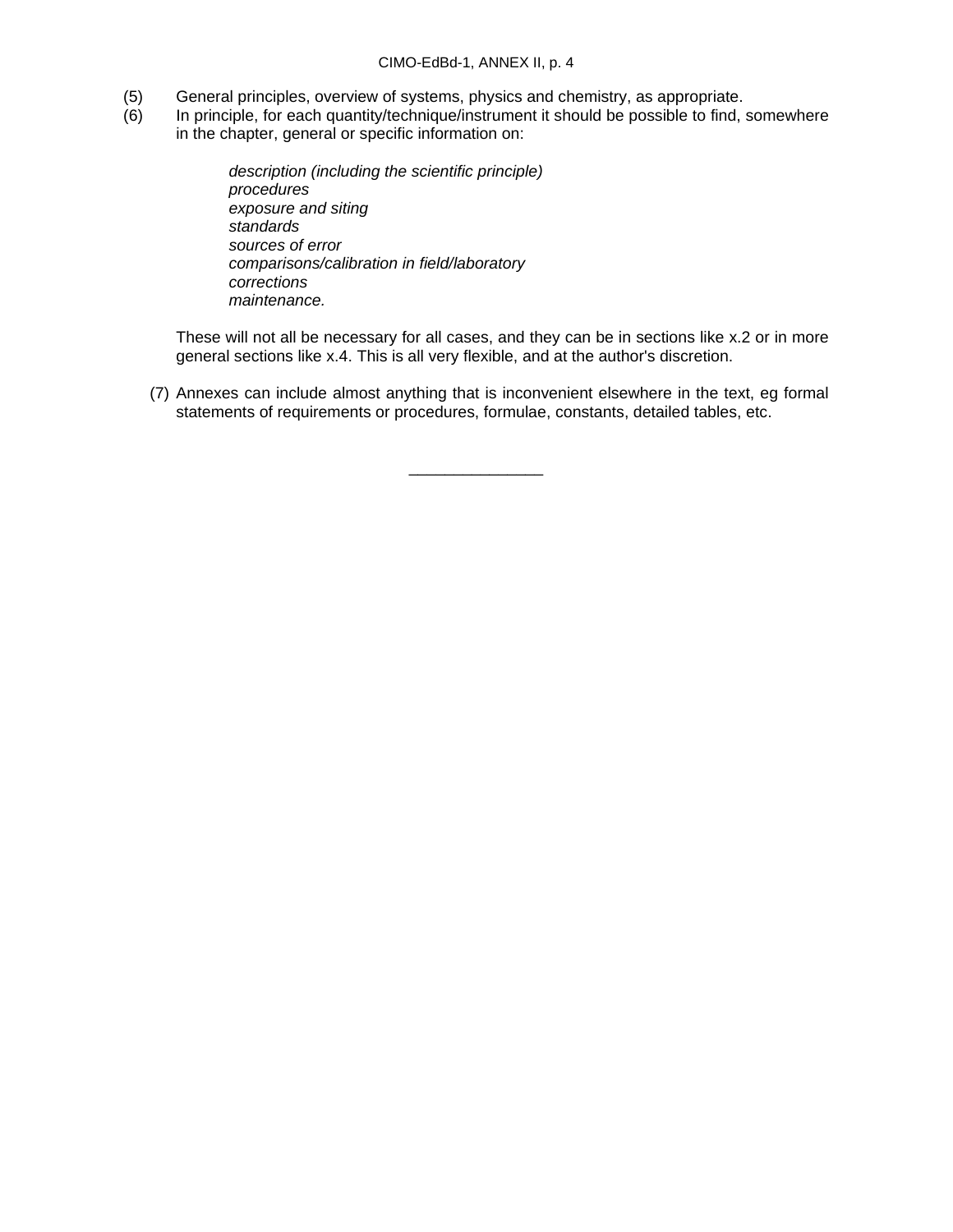(5) General principles, overview of systems, physics and chemistry, as appropriate.

(6) In principle, for each quantity/technique/instrument it should be possible to find, somewhere in the chapter, general or specific information on:

   *description (including the scientific principle)*  
   *procedures*  
   *exposure and siting*  
   *standards*  
   *sources of error*  
   *comparisons/calibration in field/laboratory*  
   *corrections*  
   *maintenance.*

   These will not all be necessary for all cases, and they can be in sections like x.2 or in more general sections like x.4. This is all very flexible, and at the author's discretion.

(7) Annexes can include almost anything that is inconvenient elsewhere in the text, eg formal statements of requirements or procedures, formulae, constants, detailed tables, etc.

_______________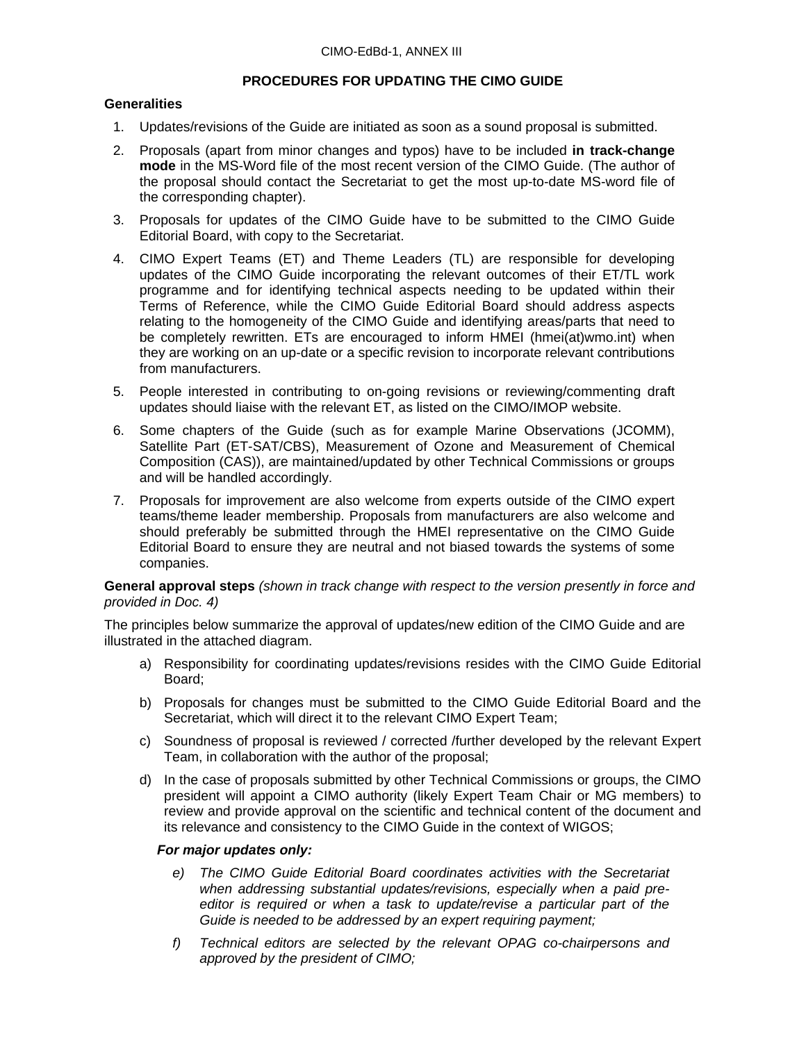CIMO-EdBd-1, ANNEX III

## PROCEDURES FOR UPDATING THE CIMO GUIDE

**Generalities**

1. Updates/revisions of the Guide are initiated as soon as a sound proposal is submitted.
2. Proposals (apart from minor changes and typos) have to be included **in track-change mode** in the MS-Word file of the most recent version of the CIMO Guide. (The author of the proposal should contact the Secretariat to get the most up-to-date MS-word file of the corresponding chapter).
3. Proposals for updates of the CIMO Guide have to be submitted to the CIMO Guide Editorial Board, with copy to the Secretariat.
4. CIMO Expert Teams (ET) and Theme Leaders (TL) are responsible for developing updates of the CIMO Guide incorporating the relevant outcomes of their ET/TL work programme and for identifying technical aspects needing to be updated within their Terms of Reference, while the CIMO Guide Editorial Board should address aspects relating to the homogeneity of the CIMO Guide and identifying areas/parts that need to be completely rewritten. ETs are encouraged to inform HMEI (hmei(at)wmo.int) when they are working on an up-date or a specific revision to incorporate relevant contributions from manufacturers.
5. People interested in contributing to on-going revisions or reviewing/commenting draft updates should liaise with the relevant ET, as listed on the CIMO/IMOP website.
6. Some chapters of the Guide (such as for example Marine Observations (JCOMM), Satellite Part (ET-SAT/CBS), Measurement of Ozone and Measurement of Chemical Composition (CAS)), are maintained/updated by other Technical Commissions or groups and will be handled accordingly.
7. Proposals for improvement are also welcome from experts outside of the CIMO expert teams/theme leader membership. Proposals from manufacturers are also welcome and should preferably be submitted through the HMEI representative on the CIMO Guide Editorial Board to ensure they are neutral and not biased towards the systems of some companies.

**General approval steps** *(shown in track change with respect to the version presently in force and provided in Doc. 4)*

The principles below summarize the approval of updates/new edition of the CIMO Guide and are illustrated in the attached diagram.

a) Responsibility for coordinating updates/revisions resides with the CIMO Guide Editorial Board;

b) Proposals for changes must be submitted to the CIMO Guide Editorial Board and the Secretariat, which will direct it to the relevant CIMO Expert Team;

c) Soundness of proposal is reviewed / corrected /further developed by the relevant Expert Team, in collaboration with the author of the proposal;

d) In the case of proposals submitted by other Technical Commissions or groups, the CIMO president will appoint a CIMO authority (likely Expert Team Chair or MG members) to review and provide approval on the scientific and technical content of the document and its relevance and consistency to the CIMO Guide in the context of WIGOS;

***For major updates only:***

*e) The CIMO Guide Editorial Board coordinates activities with the Secretariat when addressing substantial updates/revisions, especially when a paid pre-editor is required or when a task to update/revise a particular part of the Guide is needed to be addressed by an expert requiring payment;*

*f) Technical editors are selected by the relevant OPAG co-chairpersons and approved by the president of CIMO;*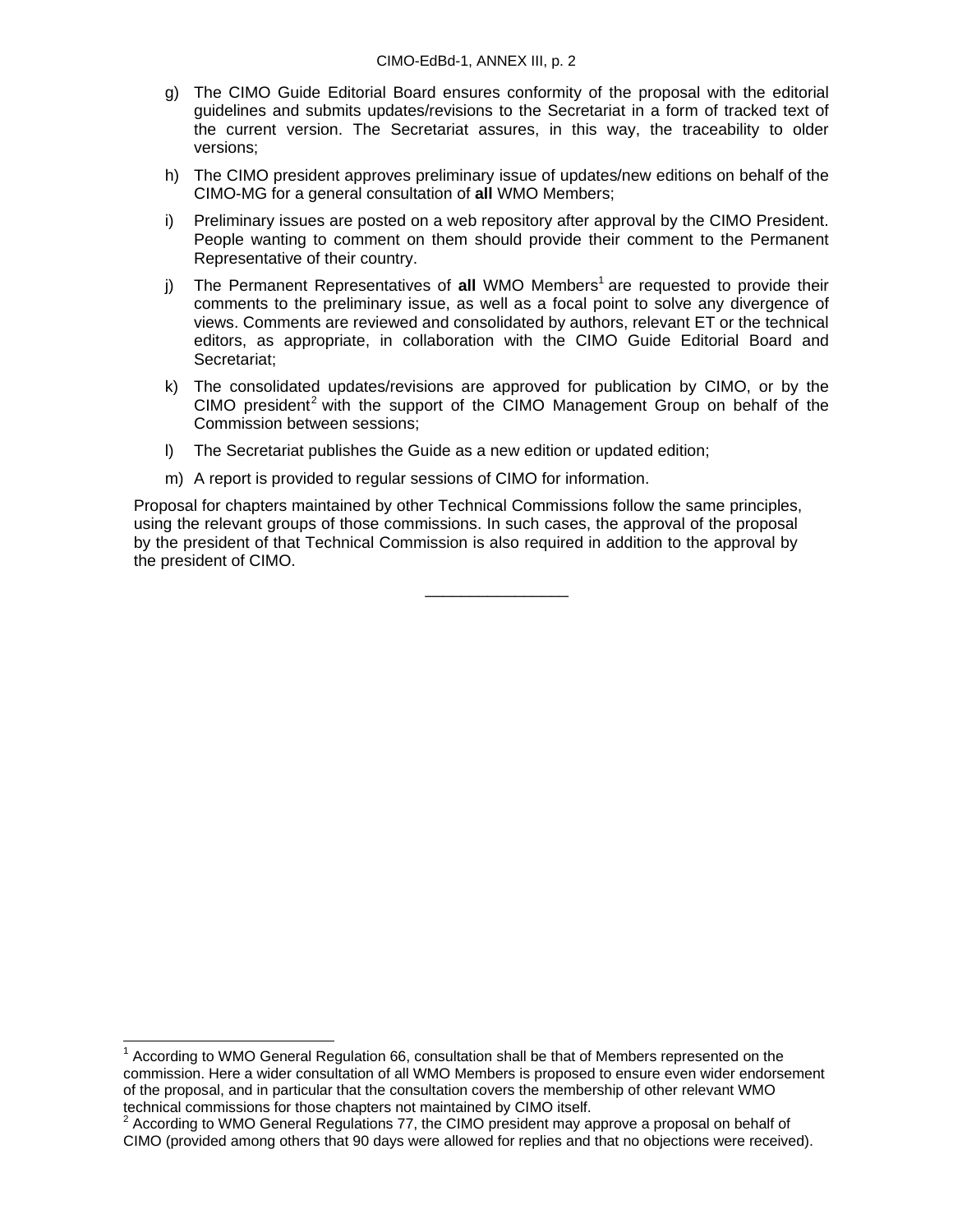g) The CIMO Guide Editorial Board ensures conformity of the proposal with the editorial guidelines and submits updates/revisions to the Secretariat in a form of tracked text of the current version. The Secretariat assures, in this way, the traceability to older versions;

h) The CIMO president approves preliminary issue of updates/new editions on behalf of the CIMO-MG for a general consultation of **all** WMO Members;

i) Preliminary issues are posted on a web repository after approval by the CIMO President. People wanting to comment on them should provide their comment to the Permanent Representative of their country.

j) The Permanent Representatives of **all** WMO Members[1] are requested to provide their comments to the preliminary issue, as well as a focal point to solve any divergence of views. Comments are reviewed and consolidated by authors, relevant ET or the technical editors, as appropriate, in collaboration with the CIMO Guide Editorial Board and Secretariat;

k) The consolidated updates/revisions are approved for publication by CIMO, or by the CIMO president[2] with the support of the CIMO Management Group on behalf of the Commission between sessions;

l) The Secretariat publishes the Guide as a new edition or updated edition;

m) A report is provided to regular sessions of CIMO for information.

Proposal for chapters maintained by other Technical Commissions follow the same principles, using the relevant groups of those commissions. In such cases, the approval of the proposal by the president of that Technical Commission is also required in addition to the approval by the president of CIMO.

---

[1] According to WMO General Regulation 66, consultation shall be that of Members represented on the commission. Here a wider consultation of all WMO Members is proposed to ensure even wider endorsement of the proposal, and in particular that the consultation covers the membership of other relevant WMO technical commissions for those chapters not maintained by CIMO itself.

[2] According to WMO General Regulations 77, the CIMO president may approve a proposal on behalf of CIMO (provided among others that 90 days were allowed for replies and that no objections were received).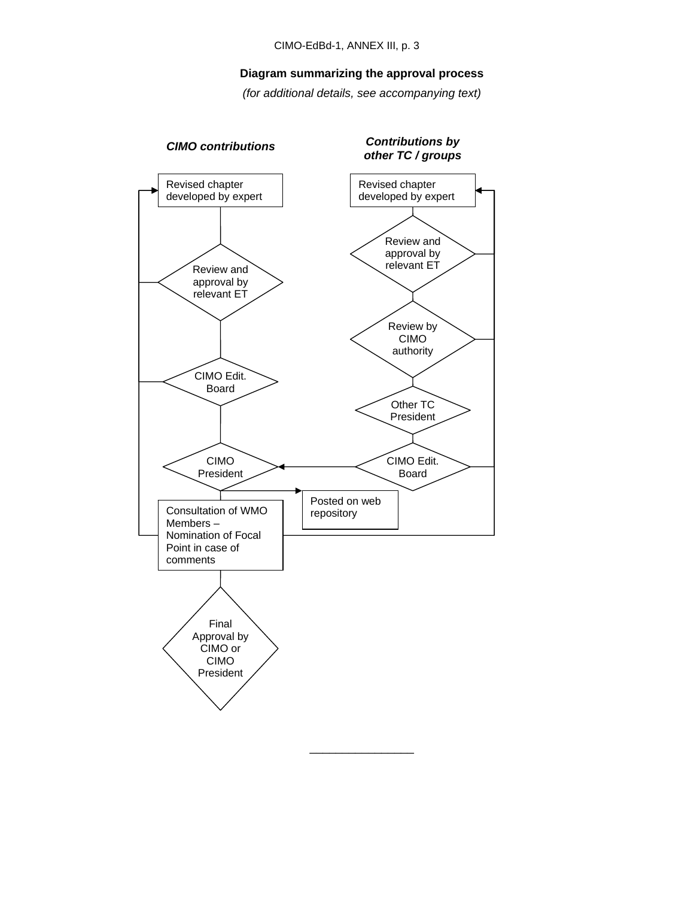**Diagram summarizing the approval process**

*(for additional details, see accompanying text)*

***CIMO contributions***

Revised chapter developed by expert

Review and approval by relevant ET

CIMO Edit. Board

CIMO President

Posted on web repository

Consultation of WMO Members – Nomination of Focal Point in case of comments

Final Approval by CIMO or CIMO President

***Contributions by other TC / groups***

Revised chapter developed by expert

Review and approval by relevant ET

Review by CIMO authority

Other TC President

CIMO Edit. Board

\_\_\_\_\_\_\_\_\_\_\_\_\_\_\_\_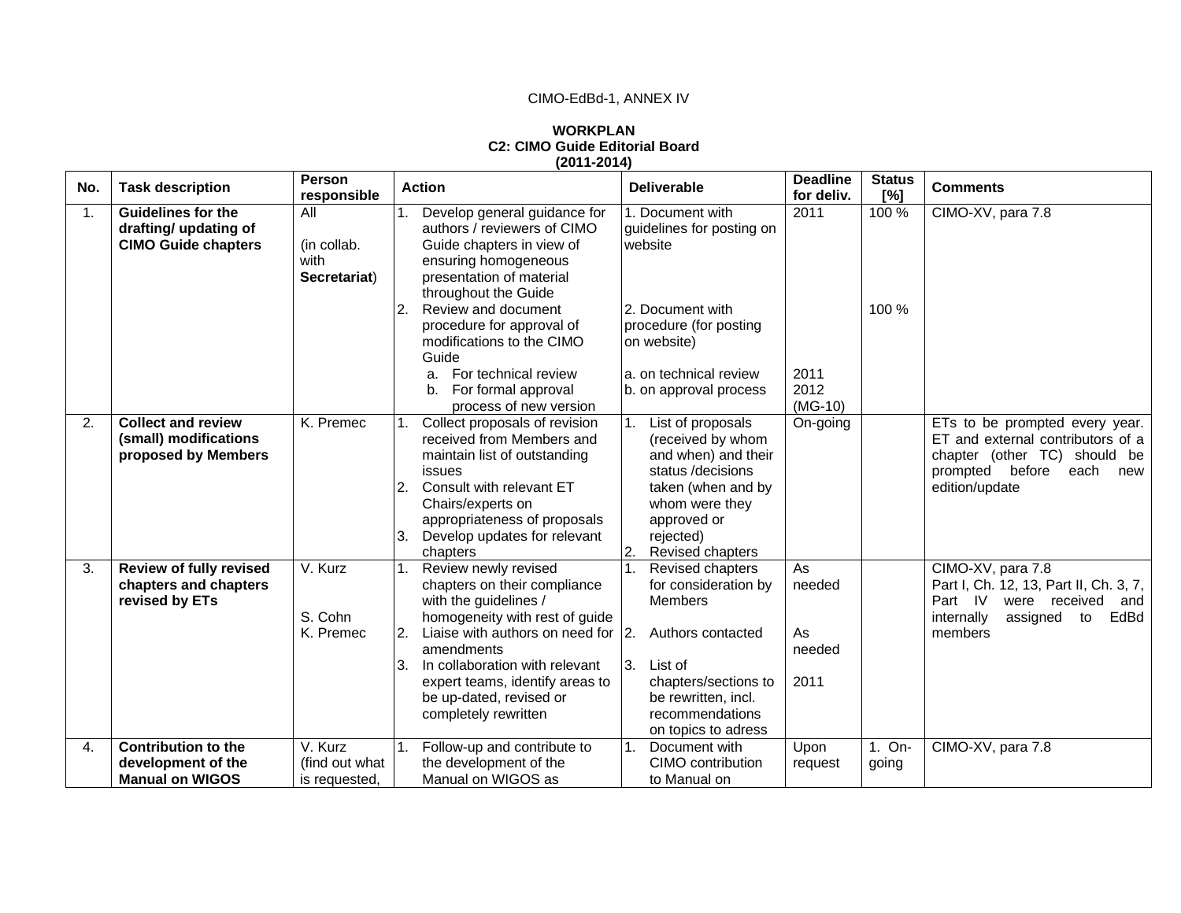CIMO-EdBd-1, ANNEX IV

**WORKPLAN**
**C2: CIMO Guide Editorial Board**
**(2011-2014)**

| No. | Task description | Person responsible | Action | Deliverable | Deadline for deliv. | Status [%] | Comments |
|---|---|---|---|---|---|---|---|
| 1. | **Guidelines for the drafting/ updating of CIMO Guide chapters** | All<br><br>(in collab. with **Secretariat**) | 1. Develop general guidance for authors / reviewers of CIMO Guide chapters in view of ensuring homogeneous presentation of material throughout the Guide<br>2. Review and document procedure for approval of modifications to the CIMO Guide<br>a. For technical review<br>b. For formal approval process of new version | 1. Document with guidelines for posting on website<br><br>2. Document with procedure (for posting on website)<br>a. on technical review<br>b. on approval process | 2011<br><br><br><br>2011<br>2012 (MG-10) | 100 %<br><br>100 % | CIMO-XV, para 7.8 |
| 2. | **Collect and review (small) modifications proposed by Members** | K. Premec | 1. Collect proposals of revision received from Members and maintain list of outstanding issues<br>2. Consult with relevant ET Chairs/experts on appropriateness of proposals<br>3. Develop updates for relevant chapters | 1. List of proposals (received by whom and when) and their status /decisions taken (when and by whom were they approved or rejected)<br>2. Revised chapters | On-going | | ETs to be prompted every year. ET and external contributors of a chapter (other TC) should be prompted before each new edition/update |
| 3. | **Review of fully revised chapters and chapters revised by ETs** | V. Kurz<br><br>S. Cohn<br>K. Premec | 1. Review newly revised chapters on their compliance with the guidelines / homogeneity with rest of guide<br>2. Liaise with authors on need for amendments<br>3. In collaboration with relevant expert teams, identify areas to be up-dated, revised or completely rewritten | 1. Revised chapters for consideration by Members<br>2. Authors contacted<br>3. List of chapters/sections to be rewritten, incl. recommendations on topics to adress | As needed<br><br>As needed<br><br>2011 | | CIMO-XV, para 7.8<br>Part I, Ch. 12, 13, Part II, Ch. 3, 7, Part IV were received and internally assigned to EdBd members |
| 4. | **Contribution to the development of the Manual on WIGOS** | V. Kurz (find out what is requested, | 1. Follow-up and contribute to the development of the Manual on WIGOS as | 1. Document with CIMO contribution to Manual on | Upon request | 1. On-going | CIMO-XV, para 7.8 |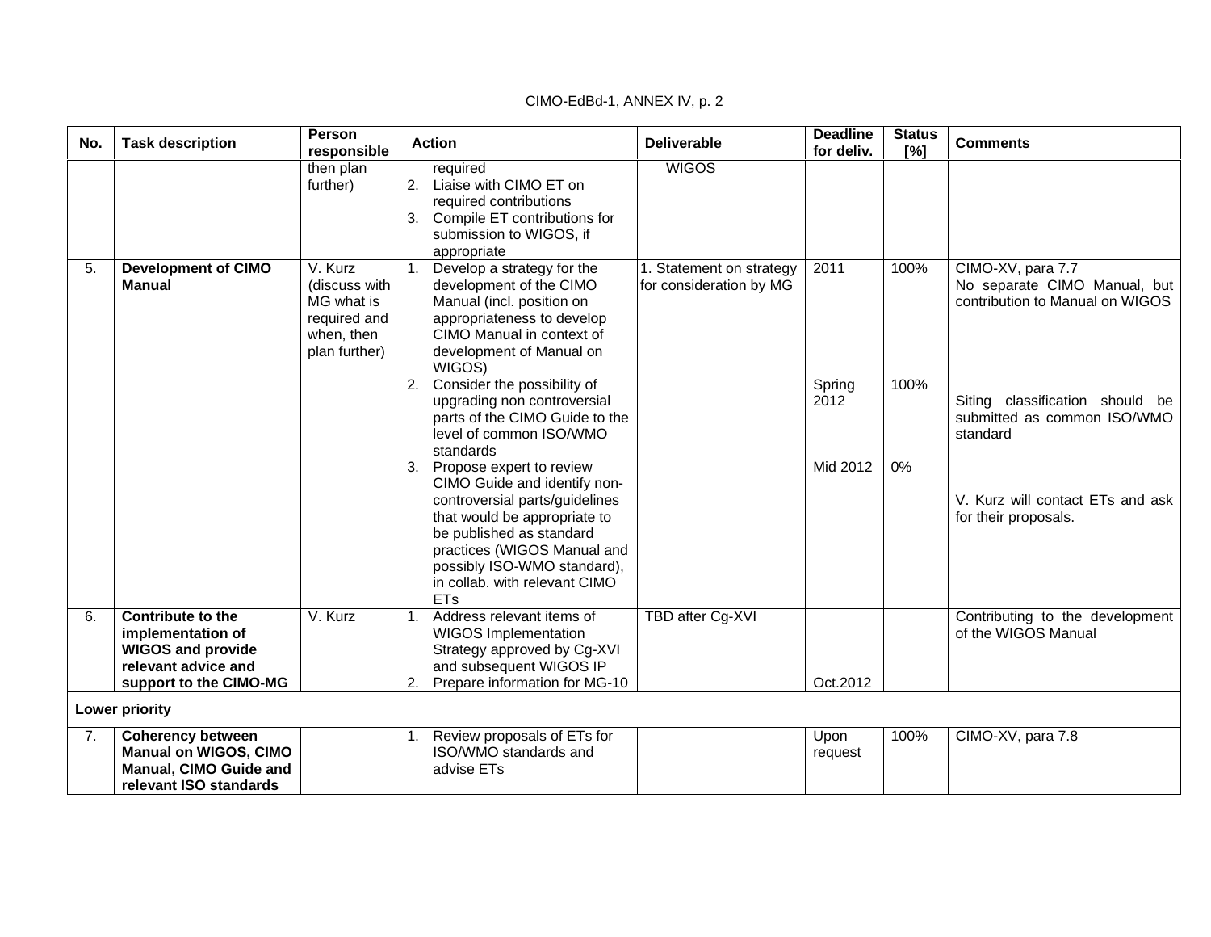| No. | Task description | Person responsible | Action | Deliverable | Deadline for deliv. | Status [%] | Comments |
|---|---|---|---|---|---|---|---|
| | | then plan further) | required<br>2. Liaise with CIMO ET on required contributions<br>3. Compile ET contributions for submission to WIGOS, if appropriate | WIGOS | | | |
| 5. | **Development of CIMO Manual** | V. Kurz (discuss with MG what is required and when, then plan further) | 1. Develop a strategy for the development of the CIMO Manual (incl. position on appropriateness to develop CIMO Manual in context of development of Manual on WIGOS)<br>2. Consider the possibility of upgrading non controversial parts of the CIMO Guide to the level of common ISO/WMO standards<br>3. Propose expert to review CIMO Guide and identify non-controversial parts/guidelines that would be appropriate to be published as standard practices (WIGOS Manual and possibly ISO-WMO standard), in collab. with relevant CIMO ETs | 1. Statement on strategy for consideration by MG | 2011<br><br>Spring 2012<br><br>Mid 2012 | 100%<br><br>100%<br><br>0% | CIMO-XV, para 7.7<br>No separate CIMO Manual, but contribution to Manual on WIGOS<br><br>Siting classification should be submitted as common ISO/WMO standard<br><br>V. Kurz will contact ETs and ask for their proposals. |
| 6. | **Contribute to the implementation of WIGOS and provide relevant advice and support to the CIMO-MG** | V. Kurz | 1. Address relevant items of WIGOS Implementation Strategy approved by Cg-XVI and subsequent WIGOS IP<br>2. Prepare information for MG-10 | TBD after Cg-XVI | Oct.2012 | | Contributing to the development of the WIGOS Manual |
| **Lower priority** | | | | | | | |
| 7. | **Coherency between Manual on WIGOS, CIMO Manual, CIMO Guide and relevant ISO standards** | | 1. Review proposals of ETs for ISO/WMO standards and advise ETs | | Upon request | 100% | CIMO-XV, para 7.8 |